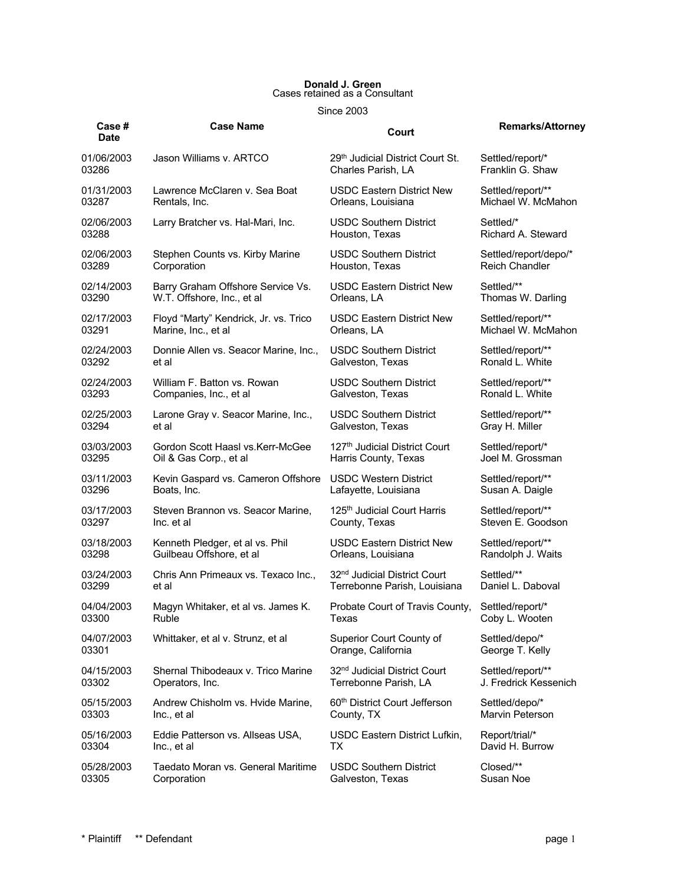**Donald J. Green**
Cases retained as a Consultant

Since 2003

| Case # Date | Case Name | Court | Remarks/Attorney |
|---|---|---|---|
| 01/06/2003 03286 | Jason Williams v. ARTCO | 29th Judicial District Court St. Charles Parish, LA | Settled/report/* Franklin G. Shaw |
| 01/31/2003 03287 | Lawrence McClaren v. Sea Boat Rentals, Inc. | USDC Eastern District New Orleans, Louisiana | Settled/report/** Michael W. McMahon |
| 02/06/2003 03288 | Larry Bratcher vs. Hal-Mari, Inc. | USDC Southern District Houston, Texas | Settled/* Richard A. Steward |
| 02/06/2003 03289 | Stephen Counts vs. Kirby Marine Corporation | USDC Southern District Houston, Texas | Settled/report/depo/* Reich Chandler |
| 02/14/2003 03290 | Barry Graham Offshore Service Vs. W.T. Offshore, Inc., et al | USDC Eastern District New Orleans, LA | Settled/** Thomas W. Darling |
| 02/17/2003 03291 | Floyd "Marty" Kendrick, Jr. vs. Trico Marine, Inc., et al | USDC Eastern District New Orleans, LA | Settled/report/** Michael W. McMahon |
| 02/24/2003 03292 | Donnie Allen vs. Seacor Marine, Inc., et al | USDC Southern District Galveston, Texas | Settled/report/** Ronald L. White |
| 02/24/2003 03293 | William F. Batton vs. Rowan Companies, Inc., et al | USDC Southern District Galveston, Texas | Settled/report/** Ronald L. White |
| 02/25/2003 03294 | Larone Gray v. Seacor Marine, Inc., et al | USDC Southern District Galveston, Texas | Settled/report/** Gray H. Miller |
| 03/03/2003 03295 | Gordon Scott Haasl vs.Kerr-McGee Oil & Gas Corp., et al | 127th Judicial District Court Harris County, Texas | Settled/report/* Joel M. Grossman |
| 03/11/2003 03296 | Kevin Gaspard vs. Cameron Offshore Boats, Inc. | USDC Western District Lafayette, Louisiana | Settled/report/** Susan A. Daigle |
| 03/17/2003 03297 | Steven Brannon vs. Seacor Marine, Inc. et al | 125th Judicial Court Harris County, Texas | Settled/report/** Steven E. Goodson |
| 03/18/2003 03298 | Kenneth Pledger, et al vs. Phil Guilbeau Offshore, et al | USDC Eastern District New Orleans, Louisiana | Settled/report/** Randolph J. Waits |
| 03/24/2003 03299 | Chris Ann Primeaux vs. Texaco Inc., et al | 32nd Judicial District Court Terrebonne Parish, Louisiana | Settled/** Daniel L. Daboval |
| 04/04/2003 03300 | Magyn Whitaker, et al vs. James K. Ruble | Probate Court of Travis County, Texas | Settled/report/* Coby L. Wooten |
| 04/07/2003 03301 | Whittaker, et al v. Strunz, et al | Superior Court County of Orange, California | Settled/depo/* George T. Kelly |
| 04/15/2003 03302 | Shernal Thibodeaux v. Trico Marine Operators, Inc. | 32nd Judicial District Court Terrebonne Parish, LA | Settled/report/** J. Fredrick Kessenich |
| 05/15/2003 03303 | Andrew Chisholm vs. Hvide Marine, Inc., et al | 60th District Court Jefferson County, TX | Settled/depo/* Marvin Peterson |
| 05/16/2003 03304 | Eddie Patterson vs. Allseas USA, Inc., et al | USDC Eastern District Lufkin, TX | Report/trial/* David H. Burrow |
| 05/28/2003 03305 | Taedato Moran vs. General Maritime Corporation | USDC Southern District Galveston, Texas | Closed/** Susan Noe |

\* Plaintiff ** Defendant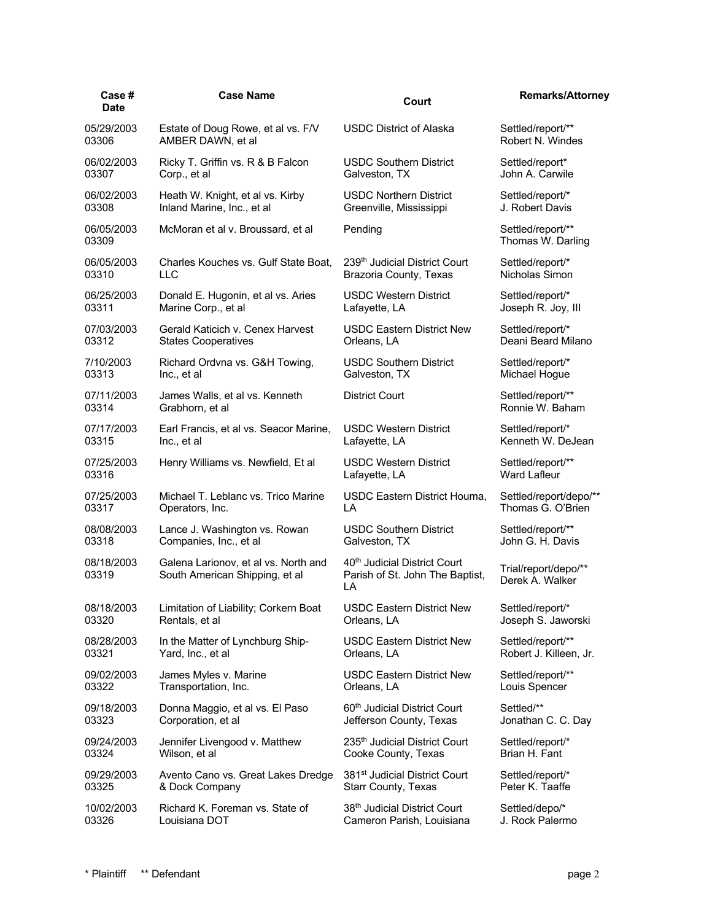| Case # Date | Case Name | Court | Remarks/Attorney |
|---|---|---|---|
| 05/29/2003 03306 | Estate of Doug Rowe, et al vs. F/V AMBER DAWN, et al | USDC District of Alaska | Settled/report/** Robert N. Windes |
| 06/02/2003 03307 | Ricky T. Griffin vs. R & B Falcon Corp., et al | USDC Southern District Galveston, TX | Settled/report* John A. Carwile |
| 06/02/2003 03308 | Heath W. Knight, et al vs. Kirby Inland Marine, Inc., et al | USDC Northern District Greenville, Mississippi | Settled/report/* J. Robert Davis |
| 06/05/2003 03309 | McMoran et al v. Broussard, et al | Pending | Settled/report/** Thomas W. Darling |
| 06/05/2003 03310 | Charles Kouches vs. Gulf State Boat, LLC | 239th Judicial District Court Brazoria County, Texas | Settled/report/* Nicholas Simon |
| 06/25/2003 03311 | Donald E. Hugonin, et al vs. Aries Marine Corp., et al | USDC Western District Lafayette, LA | Settled/report/* Joseph R. Joy, III |
| 07/03/2003 03312 | Gerald Katicich v. Cenex Harvest States Cooperatives | USDC Eastern District New Orleans, LA | Settled/report/* Deani Beard Milano |
| 7/10/2003 03313 | Richard Ordvna vs. G&H Towing, Inc., et al | USDC Southern District Galveston, TX | Settled/report/* Michael Hogue |
| 07/11/2003 03314 | James Walls, et al vs. Kenneth Grabhorn, et al | District Court | Settled/report/** Ronnie W. Baham |
| 07/17/2003 03315 | Earl Francis, et al vs. Seacor Marine, Inc., et al | USDC Western District Lafayette, LA | Settled/report/* Kenneth W. DeJean |
| 07/25/2003 03316 | Henry Williams vs. Newfield, Et al | USDC Western District Lafayette, LA | Settled/report/** Ward Lafleur |
| 07/25/2003 03317 | Michael T. Leblanc vs. Trico Marine Operators, Inc. | USDC Eastern District Houma, LA | Settled/report/depo/** Thomas G. O'Brien |
| 08/08/2003 03318 | Lance J. Washington vs. Rowan Companies, Inc., et al | USDC Southern District Galveston, TX | Settled/report/** John G. H. Davis |
| 08/18/2003 03319 | Galena Larionov, et al vs. North and South American Shipping, et al | 40th Judicial District Court Parish of St. John The Baptist, LA | Trial/report/depo/** Derek A. Walker |
| 08/18/2003 03320 | Limitation of Liability; Corkern Boat Rentals, et al | USDC Eastern District New Orleans, LA | Settled/report/* Joseph S. Jaworski |
| 08/28/2003 03321 | In the Matter of Lynchburg Ship-Yard, Inc., et al | USDC Eastern District New Orleans, LA | Settled/report/** Robert J. Killeen, Jr. |
| 09/02/2003 03322 | James Myles v. Marine Transportation, Inc. | USDC Eastern District New Orleans, LA | Settled/report/** Louis Spencer |
| 09/18/2003 03323 | Donna Maggio, et al vs. El Paso Corporation, et al | 60th Judicial District Court Jefferson County, Texas | Settled/** Jonathan C. C. Day |
| 09/24/2003 03324 | Jennifer Livengood v. Matthew Wilson, et al | 235th Judicial District Court Cooke County, Texas | Settled/report/* Brian H. Fant |
| 09/29/2003 03325 | Avento Cano vs. Great Lakes Dredge & Dock Company | 381st Judicial District Court Starr County, Texas | Settled/report/* Peter K. Taaffe |
| 10/02/2003 03326 | Richard K. Foreman vs. State of Louisiana DOT | 38th Judicial District Court Cameron Parish, Louisiana | Settled/depo/* J. Rock Palermo |

\* Plaintiff  ** Defendant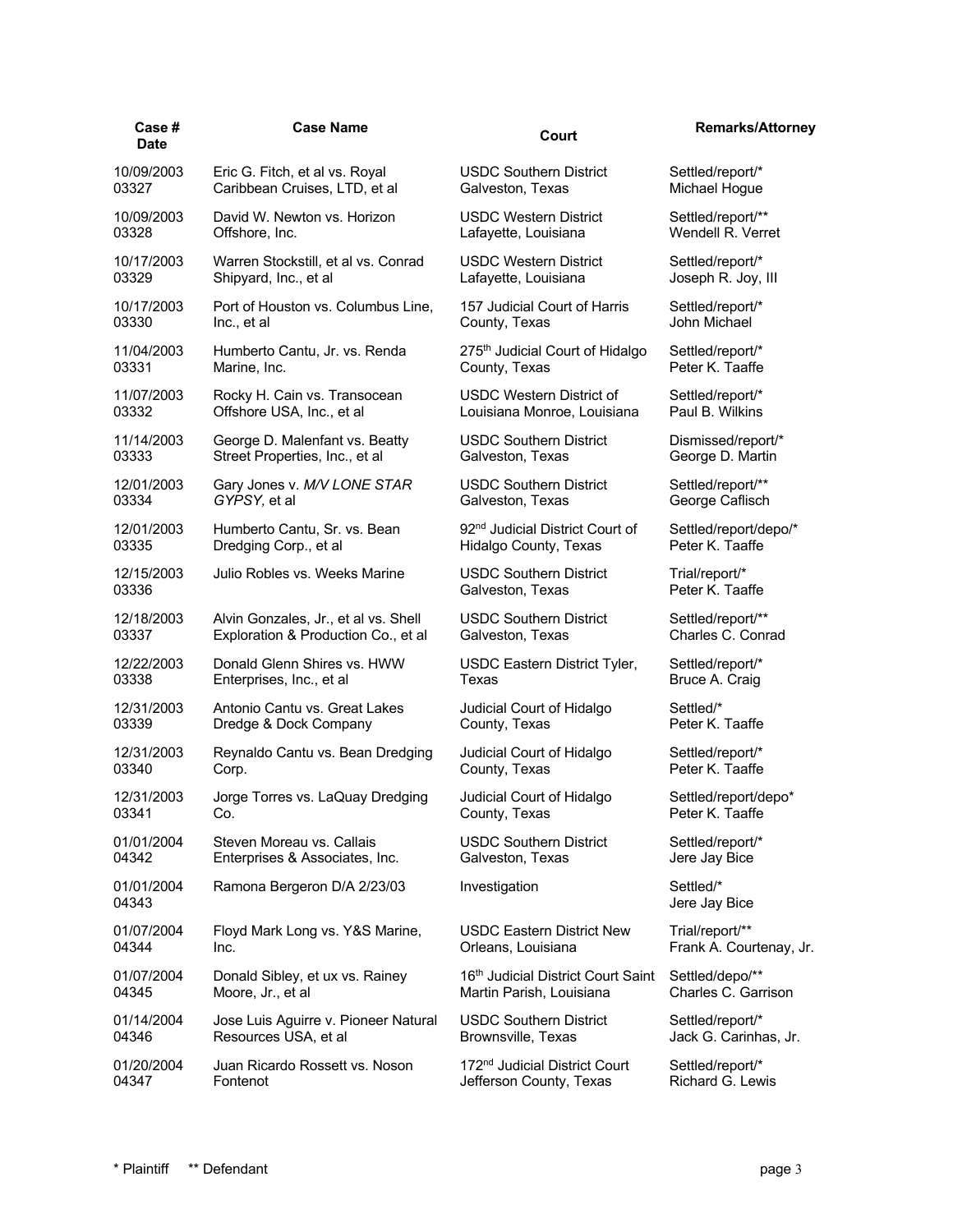| Case # Date | Case Name | Court | Remarks/Attorney |
|---|---|---|---|
| 10/09/2003 03327 | Eric G. Fitch, et al vs. Royal Caribbean Cruises, LTD, et al | USDC Southern District Galveston, Texas | Settled/report/* Michael Hogue |
| 10/09/2003 03328 | David W. Newton vs. Horizon Offshore, Inc. | USDC Western District Lafayette, Louisiana | Settled/report/** Wendell R. Verret |
| 10/17/2003 03329 | Warren Stockstill, et al vs. Conrad Shipyard, Inc., et al | USDC Western District Lafayette, Louisiana | Settled/report/* Joseph R. Joy, III |
| 10/17/2003 03330 | Port of Houston vs. Columbus Line, Inc., et al | 157 Judicial Court of Harris County, Texas | Settled/report/* John Michael |
| 11/04/2003 03331 | Humberto Cantu, Jr. vs. Renda Marine, Inc. | 275th Judicial Court of Hidalgo County, Texas | Settled/report/* Peter K. Taaffe |
| 11/07/2003 03332 | Rocky H. Cain vs. Transocean Offshore USA, Inc., et al | USDC Western District of Louisiana Monroe, Louisiana | Settled/report/* Paul B. Wilkins |
| 11/14/2003 03333 | George D. Malenfant vs. Beatty Street Properties, Inc., et al | USDC Southern District Galveston, Texas | Dismissed/report/* George D. Martin |
| 12/01/2003 03334 | Gary Jones v. *M/V LONE STAR GYPSY*, et al | USDC Southern District Galveston, Texas | Settled/report/** George Caflisch |
| 12/01/2003 03335 | Humberto Cantu, Sr. vs. Bean Dredging Corp., et al | 92nd Judicial District Court of Hidalgo County, Texas | Settled/report/depo/* Peter K. Taaffe |
| 12/15/2003 03336 | Julio Robles vs. Weeks Marine | USDC Southern District Galveston, Texas | Trial/report/* Peter K. Taaffe |
| 12/18/2003 03337 | Alvin Gonzales, Jr., et al vs. Shell Exploration & Production Co., et al | USDC Southern District Galveston, Texas | Settled/report/** Charles C. Conrad |
| 12/22/2003 03338 | Donald Glenn Shires vs. HWW Enterprises, Inc., et al | USDC Eastern District Tyler, Texas | Settled/report/* Bruce A. Craig |
| 12/31/2003 03339 | Antonio Cantu vs. Great Lakes Dredge & Dock Company | Judicial Court of Hidalgo County, Texas | Settled/* Peter K. Taaffe |
| 12/31/2003 03340 | Reynaldo Cantu vs. Bean Dredging Corp. | Judicial Court of Hidalgo County, Texas | Settled/report/* Peter K. Taaffe |
| 12/31/2003 03341 | Jorge Torres vs. LaQuay Dredging Co. | Judicial Court of Hidalgo County, Texas | Settled/report/depo* Peter K. Taaffe |
| 01/01/2004 04342 | Steven Moreau vs. Callais Enterprises & Associates, Inc. | USDC Southern District Galveston, Texas | Settled/report/* Jere Jay Bice |
| 01/01/2004 04343 | Ramona Bergeron D/A 2/23/03 | Investigation | Settled/* Jere Jay Bice |
| 01/07/2004 04344 | Floyd Mark Long vs. Y&S Marine, Inc. | USDC Eastern District New Orleans, Louisiana | Trial/report/** Frank A. Courtenay, Jr. |
| 01/07/2004 04345 | Donald Sibley, et ux vs. Rainey Moore, Jr., et al | 16th Judicial District Court Saint Martin Parish, Louisiana | Settled/depo/** Charles C. Garrison |
| 01/14/2004 04346 | Jose Luis Aguirre v. Pioneer Natural Resources USA, et al | USDC Southern District Brownsville, Texas | Settled/report/* Jack G. Carinhas, Jr. |
| 01/20/2004 04347 | Juan Ricardo Rossett vs. Noson Fontenot | 172nd Judicial District Court Jefferson County, Texas | Settled/report/* Richard G. Lewis |

\* Plaintiff ** Defendant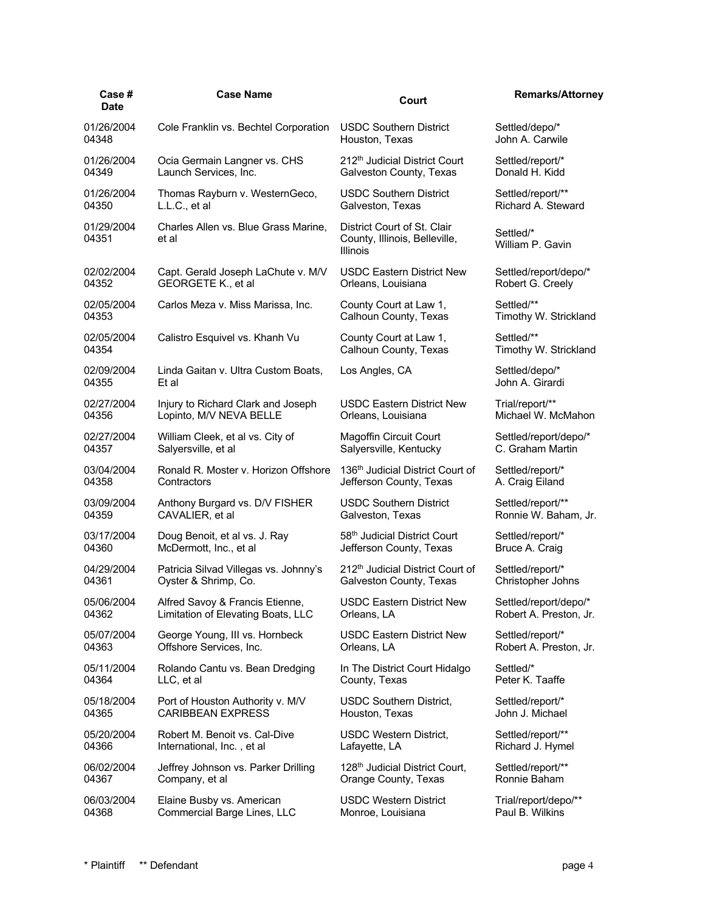| Case # Date | Case Name | Court | Remarks/Attorney |
|---|---|---|---|
| 01/26/2004 04348 | Cole Franklin vs. Bechtel Corporation | USDC Southern District Houston, Texas | Settled/depo/* John A. Carwile |
| 01/26/2004 04349 | Ocia Germain Langner vs. CHS Launch Services, Inc. | 212th Judicial District Court Galveston County, Texas | Settled/report/* Donald H. Kidd |
| 01/26/2004 04350 | Thomas Rayburn v. WesternGeco, L.L.C., et al | USDC Southern District Galveston, Texas | Settled/report/** Richard A. Steward |
| 01/29/2004 04351 | Charles Allen vs. Blue Grass Marine, et al | District Court of St. Clair County, Illinois, Belleville, Illinois | Settled/* William P. Gavin |
| 02/02/2004 04352 | Capt. Gerald Joseph LaChute v. M/V GEORGETE K., et al | USDC Eastern District New Orleans, Louisiana | Settled/report/depo/* Robert G. Creely |
| 02/05/2004 04353 | Carlos Meza v. Miss Marissa, Inc. | County Court at Law 1, Calhoun County, Texas | Settled/** Timothy W. Strickland |
| 02/05/2004 04354 | Calistro Esquivel vs. Khanh Vu | County Court at Law 1, Calhoun County, Texas | Settled/** Timothy W. Strickland |
| 02/09/2004 04355 | Linda Gaitan v. Ultra Custom Boats, Et al | Los Angles, CA | Settled/depo/* John A. Girardi |
| 02/27/2004 04356 | Injury to Richard Clark and Joseph Lopinto, M/V NEVA BELLE | USDC Eastern District New Orleans, Louisiana | Trial/report/** Michael W. McMahon |
| 02/27/2004 04357 | William Cleek, et al vs. City of Salyersville, et al | Magoffin Circuit Court Salyersville, Kentucky | Settled/report/depo/* C. Graham Martin |
| 03/04/2004 04358 | Ronald R. Moster v. Horizon Offshore Contractors | 136th Judicial District Court of Jefferson County, Texas | Settled/report/* A. Craig Eiland |
| 03/09/2004 04359 | Anthony Burgard vs. D/V FISHER CAVALIER, et al | USDC Southern District Galveston, Texas | Settled/report/** Ronnie W. Baham, Jr. |
| 03/17/2004 04360 | Doug Benoit, et al vs. J. Ray McDermott, Inc., et al | 58th Judicial District Court Jefferson County, Texas | Settled/report/* Bruce A. Craig |
| 04/29/2004 04361 | Patricia Silvad Villegas vs. Johnny's Oyster & Shrimp, Co. | 212th Judicial District Court of Galveston County, Texas | Settled/report/* Christopher Johns |
| 05/06/2004 04362 | Alfred Savoy & Francis Etienne, Limitation of Elevating Boats, LLC | USDC Eastern District New Orleans, LA | Settled/report/depo/* Robert A. Preston, Jr. |
| 05/07/2004 04363 | George Young, III vs. Hornbeck Offshore Services, Inc. | USDC Eastern District New Orleans, LA | Settled/report/* Robert A. Preston, Jr. |
| 05/11/2004 04364 | Rolando Cantu vs. Bean Dredging LLC, et al | In The District Court Hidalgo County, Texas | Settled/* Peter K. Taaffe |
| 05/18/2004 04365 | Port of Houston Authority v. M/V CARIBBEAN EXPRESS | USDC Southern District, Houston, Texas | Settled/report/* John J. Michael |
| 05/20/2004 04366 | Robert M. Benoit vs. Cal-Dive International, Inc. , et al | USDC Western District, Lafayette, LA | Settled/report/** Richard J. Hymel |
| 06/02/2004 04367 | Jeffrey Johnson vs. Parker Drilling Company, et al | 128th Judicial District Court, Orange County, Texas | Settled/report/** Ronnie Baham |
| 06/03/2004 04368 | Elaine Busby vs. American Commercial Barge Lines, LLC | USDC Western District Monroe, Louisiana | Trial/report/depo/** Paul B. Wilkins |

* Plaintiff ** Defendant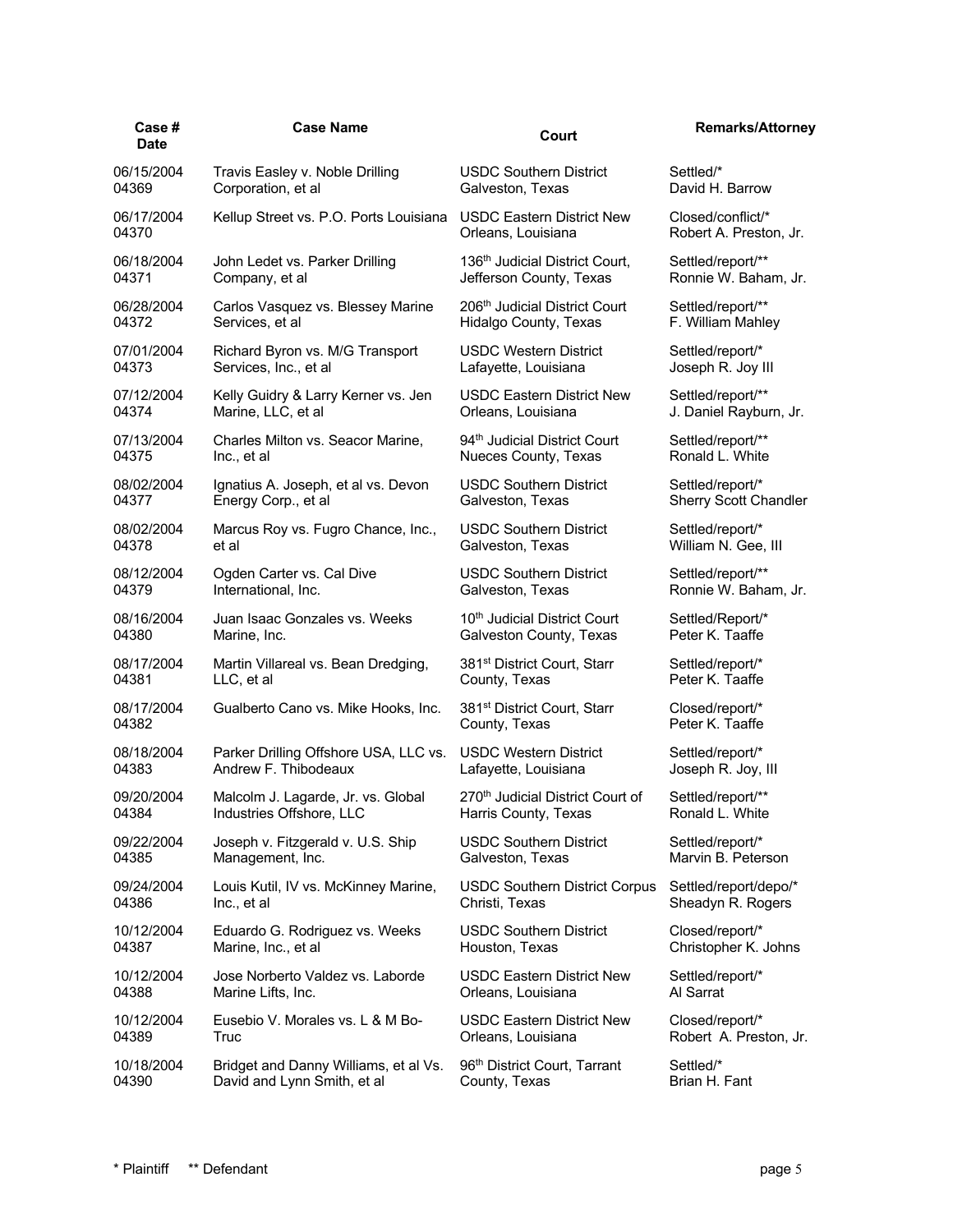| Case # Date | Case Name | Court | Remarks/Attorney |
|---|---|---|---|
| 06/15/2004 04369 | Travis Easley v. Noble Drilling Corporation, et al | USDC Southern District Galveston, Texas | Settled/* David H. Barrow |
| 06/17/2004 04370 | Kellup Street vs. P.O. Ports Louisiana | USDC Eastern District New Orleans, Louisiana | Closed/conflict/* Robert A. Preston, Jr. |
| 06/18/2004 04371 | John Ledet vs. Parker Drilling Company, et al | 136th Judicial District Court, Jefferson County, Texas | Settled/report/** Ronnie W. Baham, Jr. |
| 06/28/2004 04372 | Carlos Vasquez vs. Blessey Marine Services, et al | 206th Judicial District Court Hidalgo County, Texas | Settled/report/** F. William Mahley |
| 07/01/2004 04373 | Richard Byron vs. M/G Transport Services, Inc., et al | USDC Western District Lafayette, Louisiana | Settled/report/* Joseph R. Joy III |
| 07/12/2004 04374 | Kelly Guidry & Larry Kerner vs. Jen Marine, LLC, et al | USDC Eastern District New Orleans, Louisiana | Settled/report/** J. Daniel Rayburn, Jr. |
| 07/13/2004 04375 | Charles Milton vs. Seacor Marine, Inc., et al | 94th Judicial District Court Nueces County, Texas | Settled/report/** Ronald L. White |
| 08/02/2004 04377 | Ignatius A. Joseph, et al vs. Devon Energy Corp., et al | USDC Southern District Galveston, Texas | Settled/report/* Sherry Scott Chandler |
| 08/02/2004 04378 | Marcus Roy vs. Fugro Chance, Inc., et al | USDC Southern District Galveston, Texas | Settled/report/* William N. Gee, III |
| 08/12/2004 04379 | Ogden Carter vs. Cal Dive International, Inc. | USDC Southern District Galveston, Texas | Settled/report/** Ronnie W. Baham, Jr. |
| 08/16/2004 04380 | Juan Isaac Gonzales vs. Weeks Marine, Inc. | 10th Judicial District Court Galveston County, Texas | Settled/Report/* Peter K. Taaffe |
| 08/17/2004 04381 | Martin Villareal vs. Bean Dredging, LLC, et al | 381st District Court, Starr County, Texas | Settled/report/* Peter K. Taaffe |
| 08/17/2004 04382 | Gualberto Cano vs. Mike Hooks, Inc. | 381st District Court, Starr County, Texas | Closed/report/* Peter K. Taaffe |
| 08/18/2004 04383 | Parker Drilling Offshore USA, LLC vs. Andrew F. Thibodeaux | USDC Western District Lafayette, Louisiana | Settled/report/* Joseph R. Joy, III |
| 09/20/2004 04384 | Malcolm J. Lagarde, Jr. vs. Global Industries Offshore, LLC | 270th Judicial District Court of Harris County, Texas | Settled/report/** Ronald L. White |
| 09/22/2004 04385 | Joseph v. Fitzgerald v. U.S. Ship Management, Inc. | USDC Southern District Galveston, Texas | Settled/report/* Marvin B. Peterson |
| 09/24/2004 04386 | Louis Kutil, IV vs. McKinney Marine, Inc., et al | USDC Southern District Corpus Christi, Texas | Settled/report/depo/* Sheadyn R. Rogers |
| 10/12/2004 04387 | Eduardo G. Rodriguez vs. Weeks Marine, Inc., et al | USDC Southern District Houston, Texas | Closed/report/* Christopher K. Johns |
| 10/12/2004 04388 | Jose Norberto Valdez vs. Laborde Marine Lifts, Inc. | USDC Eastern District New Orleans, Louisiana | Settled/report/* Al Sarrat |
| 10/12/2004 04389 | Eusebio V. Morales vs. L & M Bo-Truc | USDC Eastern District New Orleans, Louisiana | Closed/report/* Robert A. Preston, Jr. |
| 10/18/2004 04390 | Bridget and Danny Williams, et al Vs. David and Lynn Smith, et al | 96th District Court, Tarrant County, Texas | Settled/* Brian H. Fant |

\* Plaintiff ** Defendant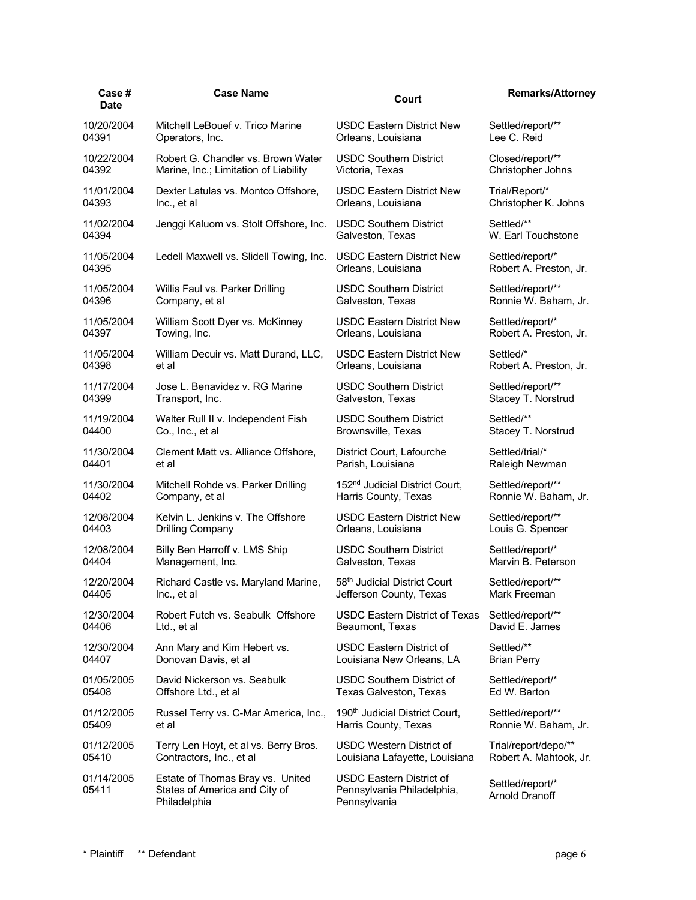| Case # Date | Case Name | Court | Remarks/Attorney |
|---|---|---|---|
| 10/20/2004 04391 | Mitchell LeBouef v. Trico Marine Operators, Inc. | USDC Eastern District New Orleans, Louisiana | Settled/report/** Lee C. Reid |
| 10/22/2004 04392 | Robert G. Chandler vs. Brown Water Marine, Inc.; Limitation of Liability | USDC Southern District Victoria, Texas | Closed/report/** Christopher Johns |
| 11/01/2004 04393 | Dexter Latulas vs. Montco Offshore, Inc., et al | USDC Eastern District New Orleans, Louisiana | Trial/Report/* Christopher K. Johns |
| 11/02/2004 04394 | Jenggi Kaluom vs. Stolt Offshore, Inc. | USDC Southern District Galveston, Texas | Settled/** W. Earl Touchstone |
| 11/05/2004 04395 | Ledell Maxwell vs. Slidell Towing, Inc. | USDC Eastern District New Orleans, Louisiana | Settled/report/* Robert A. Preston, Jr. |
| 11/05/2004 04396 | Willis Faul vs. Parker Drilling Company, et al | USDC Southern District Galveston, Texas | Settled/report/** Ronnie W. Baham, Jr. |
| 11/05/2004 04397 | William Scott Dyer vs. McKinney Towing, Inc. | USDC Eastern District New Orleans, Louisiana | Settled/report/* Robert A. Preston, Jr. |
| 11/05/2004 04398 | William Decuir vs. Matt Durand, LLC, et al | USDC Eastern District New Orleans, Louisiana | Settled/* Robert A. Preston, Jr. |
| 11/17/2004 04399 | Jose L. Benavidez v. RG Marine Transport, Inc. | USDC Southern District Galveston, Texas | Settled/report/** Stacey T. Norstrud |
| 11/19/2004 04400 | Walter Rull II v. Independent Fish Co., Inc., et al | USDC Southern District Brownsville, Texas | Settled/** Stacey T. Norstrud |
| 11/30/2004 04401 | Clement Matt vs. Alliance Offshore, et al | District Court, Lafourche Parish, Louisiana | Settled/trial/* Raleigh Newman |
| 11/30/2004 04402 | Mitchell Rohde vs. Parker Drilling Company, et al | 152nd Judicial District Court, Harris County, Texas | Settled/report/** Ronnie W. Baham, Jr. |
| 12/08/2004 04403 | Kelvin L. Jenkins v. The Offshore Drilling Company | USDC Eastern District New Orleans, Louisiana | Settled/report/** Louis G. Spencer |
| 12/08/2004 04404 | Billy Ben Harroff v. LMS Ship Management, Inc. | USDC Southern District Galveston, Texas | Settled/report/* Marvin B. Peterson |
| 12/20/2004 04405 | Richard Castle vs. Maryland Marine, Inc., et al | 58th Judicial District Court Jefferson County, Texas | Settled/report/** Mark Freeman |
| 12/30/2004 04406 | Robert Futch vs. Seabulk Offshore Ltd., et al | USDC Eastern District of Texas Beaumont, Texas | Settled/report/** David E. James |
| 12/30/2004 04407 | Ann Mary and Kim Hebert vs. Donovan Davis, et al | USDC Eastern District of Louisiana New Orleans, LA | Settled/** Brian Perry |
| 01/05/2005 05408 | David Nickerson vs. Seabulk Offshore Ltd., et al | USDC Southern District of Texas Galveston, Texas | Settled/report/* Ed W. Barton |
| 01/12/2005 05409 | Russel Terry vs. C-Mar America, Inc., et al | 190th Judicial District Court, Harris County, Texas | Settled/report/** Ronnie W. Baham, Jr. |
| 01/12/2005 05410 | Terry Len Hoyt, et al vs. Berry Bros. Contractors, Inc., et al | USDC Western District of Louisiana Lafayette, Louisiana | Trial/report/depo/** Robert A. Mahtook, Jr. |
| 01/14/2005 05411 | Estate of Thomas Bray vs. United States of America and City of Philadelphia | USDC Eastern District of Pennsylvania Philadelphia, Pennsylvania | Settled/report/* Arnold Dranoff |

\* Plaintiff  ** Defendant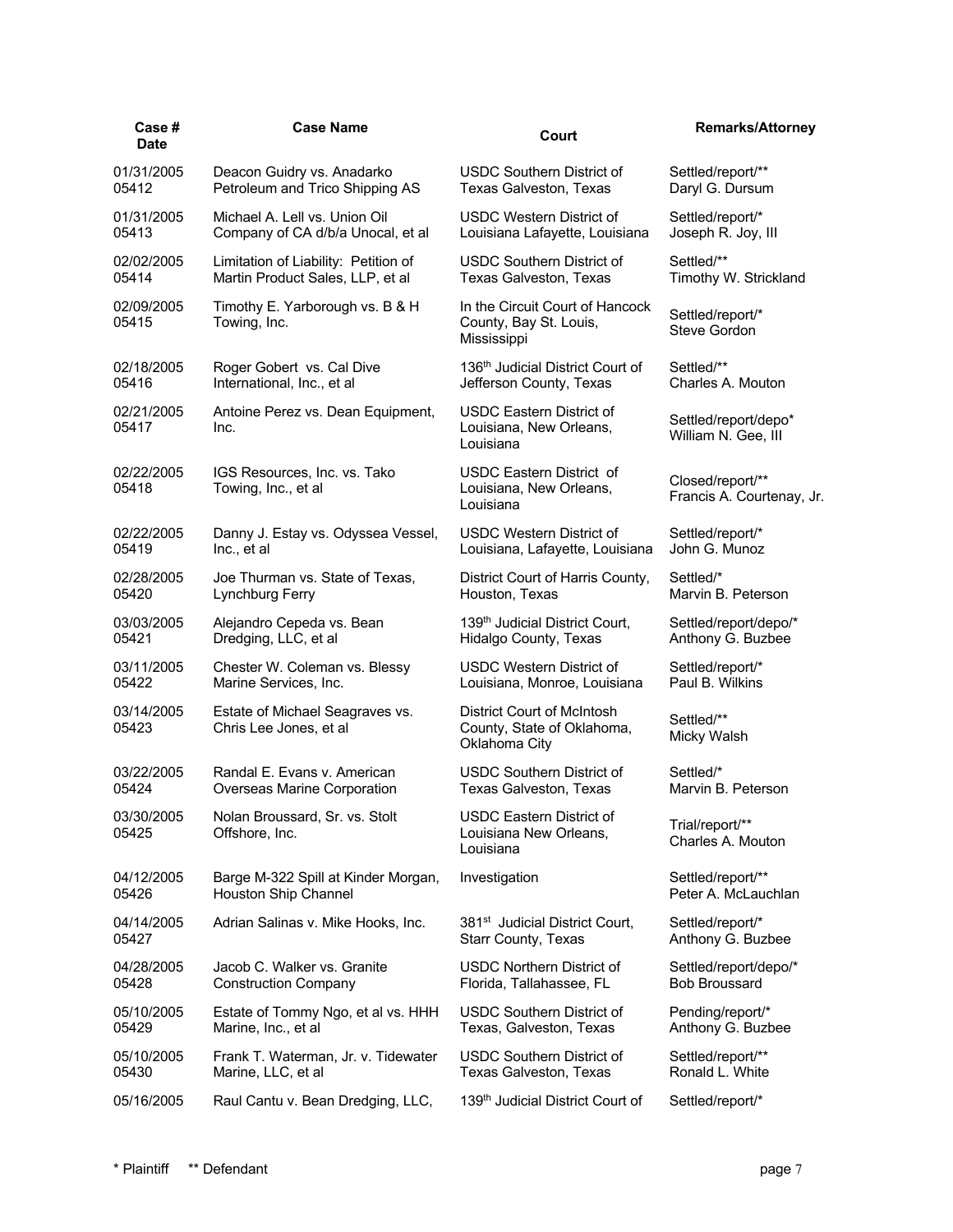| Case # Date | Case Name | Court | Remarks/Attorney |
|---|---|---|---|
| 01/31/2005 05412 | Deacon Guidry vs. Anadarko Petroleum and Trico Shipping AS | USDC Southern District of Texas Galveston, Texas | Settled/report/** Daryl G. Dursum |
| 01/31/2005 05413 | Michael A. Lell vs. Union Oil Company of CA d/b/a Unocal, et al | USDC Western District of Louisiana Lafayette, Louisiana | Settled/report/* Joseph R. Joy, III |
| 02/02/2005 05414 | Limitation of Liability: Petition of Martin Product Sales, LLP, et al | USDC Southern District of Texas Galveston, Texas | Settled/** Timothy W. Strickland |
| 02/09/2005 05415 | Timothy E. Yarborough vs. B & H Towing, Inc. | In the Circuit Court of Hancock County, Bay St. Louis, Mississippi | Settled/report/* Steve Gordon |
| 02/18/2005 05416 | Roger Gobert vs. Cal Dive International, Inc., et al | 136th Judicial District Court of Jefferson County, Texas | Settled/** Charles A. Mouton |
| 02/21/2005 05417 | Antoine Perez vs. Dean Equipment, Inc. | USDC Eastern District of Louisiana, New Orleans, Louisiana | Settled/report/depo* William N. Gee, III |
| 02/22/2005 05418 | IGS Resources, Inc. vs. Tako Towing, Inc., et al | USDC Eastern District of Louisiana, New Orleans, Louisiana | Closed/report/** Francis A. Courtenay, Jr. |
| 02/22/2005 05419 | Danny J. Estay vs. Odyssea Vessel, Inc., et al | USDC Western District of Louisiana, Lafayette, Louisiana | Settled/report/* John G. Munoz |
| 02/28/2005 05420 | Joe Thurman vs. State of Texas, Lynchburg Ferry | District Court of Harris County, Houston, Texas | Settled/* Marvin B. Peterson |
| 03/03/2005 05421 | Alejandro Cepeda vs. Bean Dredging, LLC, et al | 139th Judicial District Court, Hidalgo County, Texas | Settled/report/depo/* Anthony G. Buzbee |
| 03/11/2005 05422 | Chester W. Coleman vs. Blessy Marine Services, Inc. | USDC Western District of Louisiana, Monroe, Louisiana | Settled/report/* Paul B. Wilkins |
| 03/14/2005 05423 | Estate of Michael Seagraves vs. Chris Lee Jones, et al | District Court of McIntosh County, State of Oklahoma, Oklahoma City | Settled/** Micky Walsh |
| 03/22/2005 05424 | Randal E. Evans v. American Overseas Marine Corporation | USDC Southern District of Texas Galveston, Texas | Settled/* Marvin B. Peterson |
| 03/30/2005 05425 | Nolan Broussard, Sr. vs. Stolt Offshore, Inc. | USDC Eastern District of Louisiana New Orleans, Louisiana | Trial/report/** Charles A. Mouton |
| 04/12/2005 05426 | Barge M-322 Spill at Kinder Morgan, Houston Ship Channel | Investigation | Settled/report/** Peter A. McLauchlan |
| 04/14/2005 05427 | Adrian Salinas v. Mike Hooks, Inc. | 381st Judicial District Court, Starr County, Texas | Settled/report/* Anthony G. Buzbee |
| 04/28/2005 05428 | Jacob C. Walker vs. Granite Construction Company | USDC Northern District of Florida, Tallahassee, FL | Settled/report/depo/* Bob Broussard |
| 05/10/2005 05429 | Estate of Tommy Ngo, et al vs. HHH Marine, Inc., et al | USDC Southern District of Texas, Galveston, Texas | Pending/report/* Anthony G. Buzbee |
| 05/10/2005 05430 | Frank T. Waterman, Jr. v. Tidewater Marine, LLC, et al | USDC Southern District of Texas Galveston, Texas | Settled/report/** Ronald L. White |
| 05/16/2005 | Raul Cantu v. Bean Dredging, LLC, | 139th Judicial District Court of | Settled/report/* |

\* Plaintiff    ** Defendant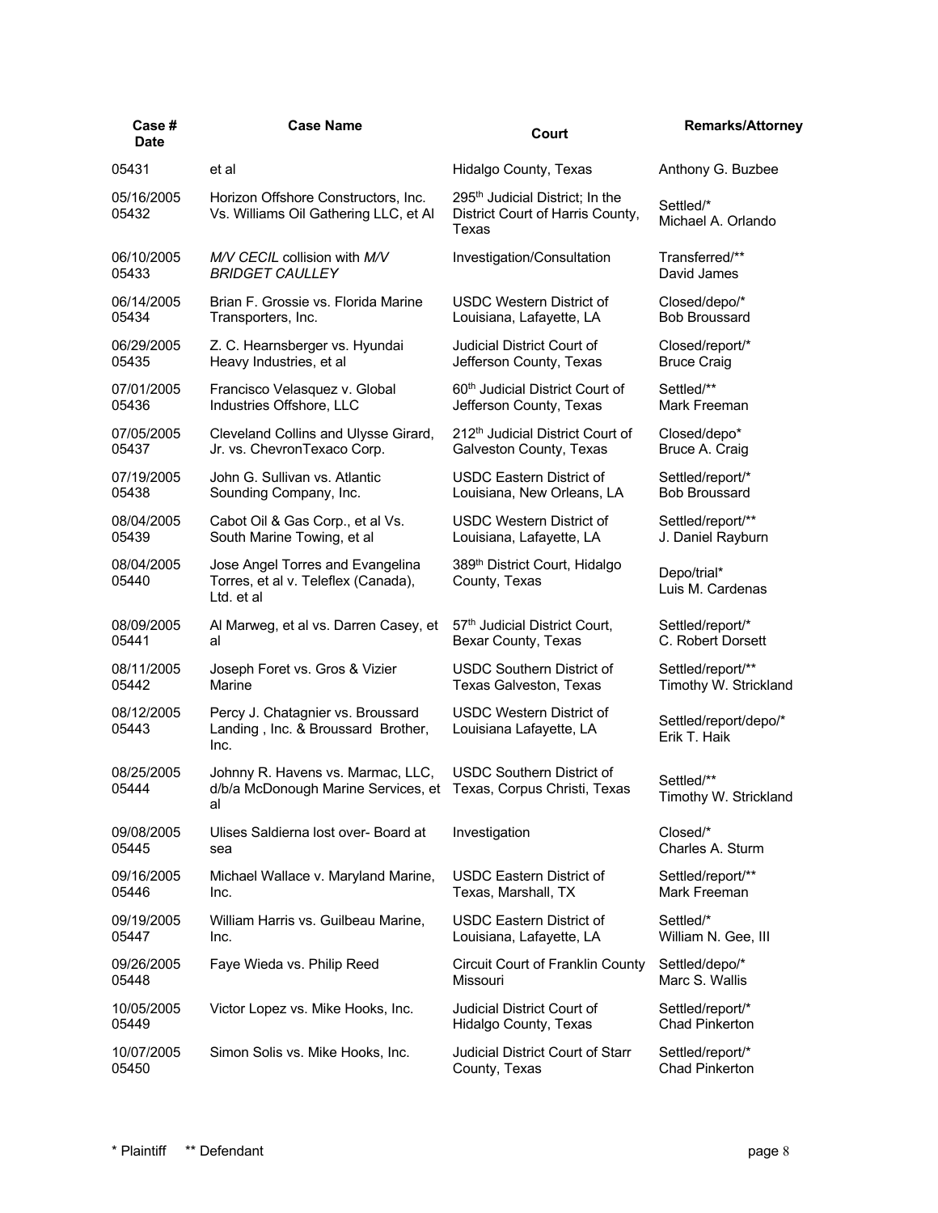| Case # Date | Case Name | Court | Remarks/Attorney |
|---|---|---|---|
| 05431 | et al | Hidalgo County, Texas | Anthony G. Buzbee |
| 05/16/2005 05432 | Horizon Offshore Constructors, Inc. Vs. Williams Oil Gathering LLC, et Al | 295th Judicial District; In the District Court of Harris County, Texas | Settled/* Michael A. Orlando |
| 06/10/2005 05433 | *M/V CECIL* collision with *M/V BRIDGET CAULLEY* | Investigation/Consultation | Transferred/** David James |
| 06/14/2005 05434 | Brian F. Grossie vs. Florida Marine Transporters, Inc. | USDC Western District of Louisiana, Lafayette, LA | Closed/depo/* Bob Broussard |
| 06/29/2005 05435 | Z. C. Hearnsberger vs. Hyundai Heavy Industries, et al | Judicial District Court of Jefferson County, Texas | Closed/report/* Bruce Craig |
| 07/01/2005 05436 | Francisco Velasquez v. Global Industries Offshore, LLC | 60th Judicial District Court of Jefferson County, Texas | Settled/** Mark Freeman |
| 07/05/2005 05437 | Cleveland Collins and Ulysse Girard, Jr. vs. ChevronTexaco Corp. | 212th Judicial District Court of Galveston County, Texas | Closed/depo* Bruce A. Craig |
| 07/19/2005 05438 | John G. Sullivan vs. Atlantic Sounding Company, Inc. | USDC Eastern District of Louisiana, New Orleans, LA | Settled/report/* Bob Broussard |
| 08/04/2005 05439 | Cabot Oil & Gas Corp., et al Vs. South Marine Towing, et al | USDC Western District of Louisiana, Lafayette, LA | Settled/report/** J. Daniel Rayburn |
| 08/04/2005 05440 | Jose Angel Torres and Evangelina Torres, et al v. Teleflex (Canada), Ltd. et al | 389th District Court, Hidalgo County, Texas | Depo/trial* Luis M. Cardenas |
| 08/09/2005 05441 | Al Marweg, et al vs. Darren Casey, et al | 57th Judicial District Court, Bexar County, Texas | Settled/report/* C. Robert Dorsett |
| 08/11/2005 05442 | Joseph Foret vs. Gros & Vizier Marine | USDC Southern District of Texas Galveston, Texas | Settled/report/** Timothy W. Strickland |
| 08/12/2005 05443 | Percy J. Chatagnier vs. Broussard Landing , Inc. & Broussard Brother, Inc. | USDC Western District of Louisiana Lafayette, LA | Settled/report/depo/* Erik T. Haik |
| 08/25/2005 05444 | Johnny R. Havens vs. Marmac, LLC, d/b/a McDonough Marine Services, et al | USDC Southern District of Texas, Corpus Christi, Texas | Settled/** Timothy W. Strickland |
| 09/08/2005 05445 | Ulises Saldierna lost over- Board at sea | Investigation | Closed/* Charles A. Sturm |
| 09/16/2005 05446 | Michael Wallace v. Maryland Marine, Inc. | USDC Eastern District of Texas, Marshall, TX | Settled/report/** Mark Freeman |
| 09/19/2005 05447 | William Harris vs. Guilbeau Marine, Inc. | USDC Eastern District of Louisiana, Lafayette, LA | Settled/* William N. Gee, III |
| 09/26/2005 05448 | Faye Wieda vs. Philip Reed | Circuit Court of Franklin County Missouri | Settled/depo/* Marc S. Wallis |
| 10/05/2005 05449 | Victor Lopez vs. Mike Hooks, Inc. | Judicial District Court of Hidalgo County, Texas | Settled/report/* Chad Pinkerton |
| 10/07/2005 05450 | Simon Solis vs. Mike Hooks, Inc. | Judicial District Court of Starr County, Texas | Settled/report/* Chad Pinkerton |

\* Plaintiff  ** Defendant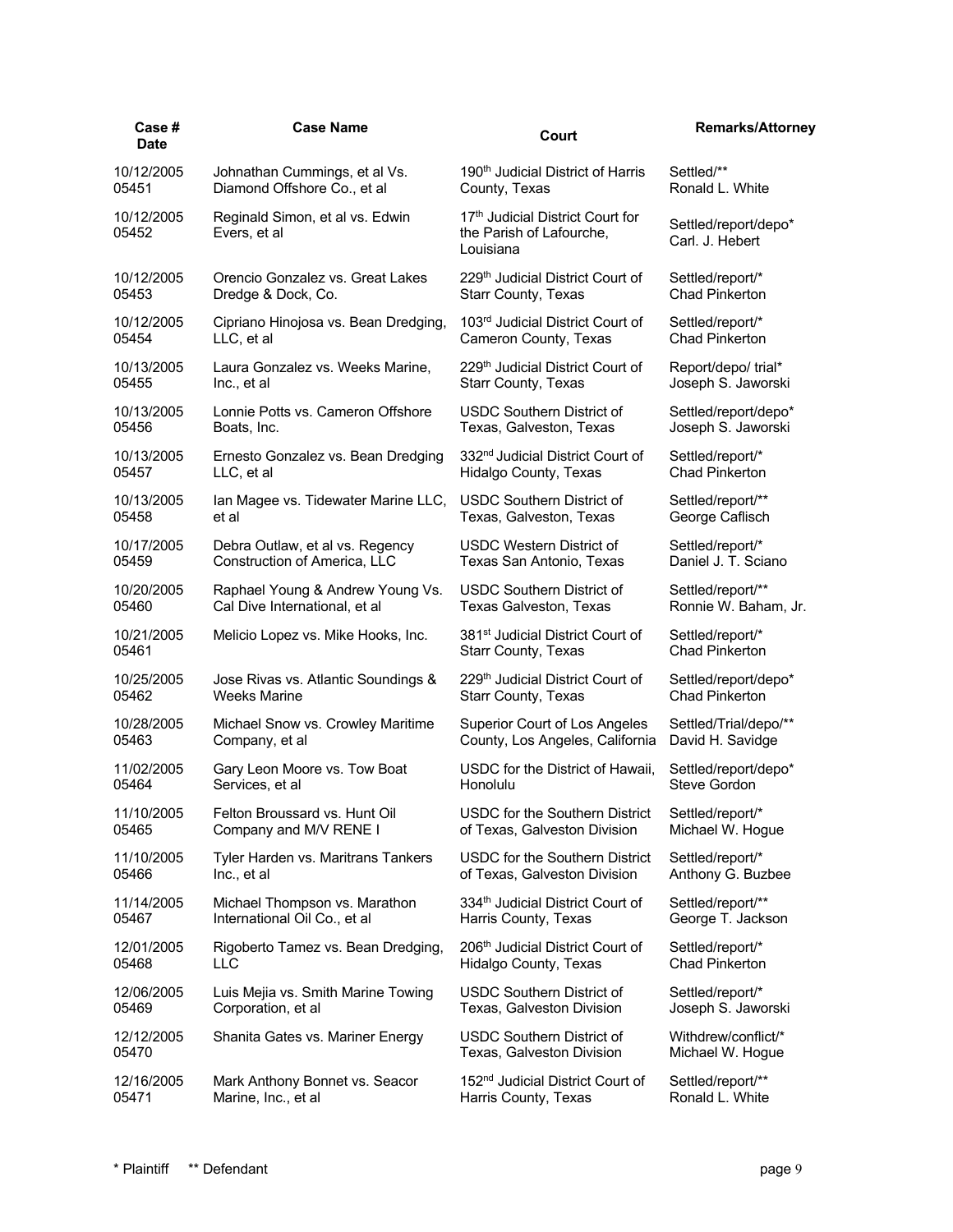| Case # Date | Case Name | Court | Remarks/Attorney |
|---|---|---|---|
| 10/12/2005 05451 | Johnathan Cummings, et al Vs. Diamond Offshore Co., et al | 190th Judicial District of Harris County, Texas | Settled/** Ronald L. White |
| 10/12/2005 05452 | Reginald Simon, et al vs. Edwin Evers, et al | 17th Judicial District Court for the Parish of Lafourche, Louisiana | Settled/report/depo* Carl. J. Hebert |
| 10/12/2005 05453 | Orencio Gonzalez vs. Great Lakes Dredge & Dock, Co. | 229th Judicial District Court of Starr County, Texas | Settled/report/* Chad Pinkerton |
| 10/12/2005 05454 | Cipriano Hinojosa vs. Bean Dredging, LLC, et al | 103rd Judicial District Court of Cameron County, Texas | Settled/report/* Chad Pinkerton |
| 10/13/2005 05455 | Laura Gonzalez vs. Weeks Marine, Inc., et al | 229th Judicial District Court of Starr County, Texas | Report/depo/ trial* Joseph S. Jaworski |
| 10/13/2005 05456 | Lonnie Potts vs. Cameron Offshore Boats, Inc. | USDC Southern District of Texas, Galveston, Texas | Settled/report/depo* Joseph S. Jaworski |
| 10/13/2005 05457 | Ernesto Gonzalez vs. Bean Dredging LLC, et al | 332nd Judicial District Court of Hidalgo County, Texas | Settled/report/* Chad Pinkerton |
| 10/13/2005 05458 | Ian Magee vs. Tidewater Marine LLC, et al | USDC Southern District of Texas, Galveston, Texas | Settled/report/** George Caflisch |
| 10/17/2005 05459 | Debra Outlaw, et al vs. Regency Construction of America, LLC | USDC Western District of Texas San Antonio, Texas | Settled/report/* Daniel J. T. Sciano |
| 10/20/2005 05460 | Raphael Young & Andrew Young Vs. Cal Dive International, et al | USDC Southern District of Texas Galveston, Texas | Settled/report/** Ronnie W. Baham, Jr. |
| 10/21/2005 05461 | Melicio Lopez vs. Mike Hooks, Inc. | 381st Judicial District Court of Starr County, Texas | Settled/report/* Chad Pinkerton |
| 10/25/2005 05462 | Jose Rivas vs. Atlantic Soundings & Weeks Marine | 229th Judicial District Court of Starr County, Texas | Settled/report/depo* Chad Pinkerton |
| 10/28/2005 05463 | Michael Snow vs. Crowley Maritime Company, et al | Superior Court of Los Angeles County, Los Angeles, California | Settled/Trial/depo/** David H. Savidge |
| 11/02/2005 05464 | Gary Leon Moore vs. Tow Boat Services, et al | USDC for the District of Hawaii, Honolulu | Settled/report/depo* Steve Gordon |
| 11/10/2005 05465 | Felton Broussard vs. Hunt Oil Company and M/V RENE I | USDC for the Southern District of Texas, Galveston Division | Settled/report/* Michael W. Hogue |
| 11/10/2005 05466 | Tyler Harden vs. Maritrans Tankers Inc., et al | USDC for the Southern District of Texas, Galveston Division | Settled/report/* Anthony G. Buzbee |
| 11/14/2005 05467 | Michael Thompson vs. Marathon International Oil Co., et al | 334th Judicial District Court of Harris County, Texas | Settled/report/** George T. Jackson |
| 12/01/2005 05468 | Rigoberto Tamez vs. Bean Dredging, LLC | 206th Judicial District Court of Hidalgo County, Texas | Settled/report/* Chad Pinkerton |
| 12/06/2005 05469 | Luis Mejia vs. Smith Marine Towing Corporation, et al | USDC Southern District of Texas, Galveston Division | Settled/report/* Joseph S. Jaworski |
| 12/12/2005 05470 | Shanita Gates vs. Mariner Energy | USDC Southern District of Texas, Galveston Division | Withdrew/conflict/* Michael W. Hogue |
| 12/16/2005 05471 | Mark Anthony Bonnet vs. Seacor Marine, Inc., et al | 152nd Judicial District Court of Harris County, Texas | Settled/report/** Ronald L. White |

\* Plaintiff  ** Defendant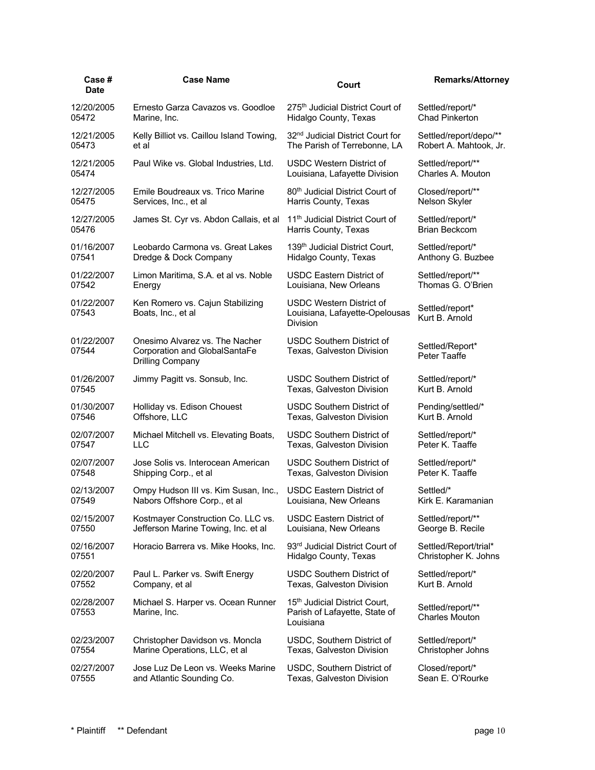| Case # Date | Case Name | Court | Remarks/Attorney |
|---|---|---|---|
| 12/20/2005 05472 | Ernesto Garza Cavazos vs. Goodloe Marine, Inc. | 275th Judicial District Court of Hidalgo County, Texas | Settled/report/* Chad Pinkerton |
| 12/21/2005 05473 | Kelly Billiot vs. Caillou Island Towing, et al | 32nd Judicial District Court for The Parish of Terrebonne, LA | Settled/report/depo/** Robert A. Mahtook, Jr. |
| 12/21/2005 05474 | Paul Wike vs. Global Industries, Ltd. | USDC Western District of Louisiana, Lafayette Division | Settled/report/** Charles A. Mouton |
| 12/27/2005 05475 | Emile Boudreaux vs. Trico Marine Services, Inc., et al | 80th Judicial District Court of Harris County, Texas | Closed/report/** Nelson Skyler |
| 12/27/2005 05476 | James St. Cyr vs. Abdon Callais, et al | 11th Judicial District Court of Harris County, Texas | Settled/report/* Brian Beckcom |
| 01/16/2007 07541 | Leobardo Carmona vs. Great Lakes Dredge & Dock Company | 139th Judicial District Court, Hidalgo County, Texas | Settled/report/* Anthony G. Buzbee |
| 01/22/2007 07542 | Limon Maritima, S.A. et al vs. Noble Energy | USDC Eastern District of Louisiana, New Orleans | Settled/report/** Thomas G. O'Brien |
| 01/22/2007 07543 | Ken Romero vs. Cajun Stabilizing Boats, Inc., et al | USDC Western District of Louisiana, Lafayette-Opelousas Division | Settled/report* Kurt B. Arnold |
| 01/22/2007 07544 | Onesimo Alvarez vs. The Nacher Corporation and GlobalSantaFe Drilling Company | USDC Southern District of Texas, Galveston Division | Settled/Report* Peter Taaffe |
| 01/26/2007 07545 | Jimmy Pagitt vs. Sonsub, Inc. | USDC Southern District of Texas, Galveston Division | Settled/report/* Kurt B. Arnold |
| 01/30/2007 07546 | Holliday vs. Edison Chouest Offshore, LLC | USDC Southern District of Texas, Galveston Division | Pending/settled/* Kurt B. Arnold |
| 02/07/2007 07547 | Michael Mitchell vs. Elevating Boats, LLC | USDC Southern District of Texas, Galveston Division | Settled/report/* Peter K. Taaffe |
| 02/07/2007 07548 | Jose Solis vs. Interocean American Shipping Corp., et al | USDC Southern District of Texas, Galveston Division | Settled/report/* Peter K. Taaffe |
| 02/13/2007 07549 | Ompy Hudson III vs. Kim Susan, Inc., Nabors Offshore Corp., et al | USDC Eastern District of Louisiana, New Orleans | Settled/* Kirk E. Karamanian |
| 02/15/2007 07550 | Kostmayer Construction Co. LLC vs. Jefferson Marine Towing, Inc. et al | USDC Eastern District of Louisiana, New Orleans | Settled/report/** George B. Recile |
| 02/16/2007 07551 | Horacio Barrera vs. Mike Hooks, Inc. | 93rd Judicial District Court of Hidalgo County, Texas | Settled/Report/trial* Christopher K. Johns |
| 02/20/2007 07552 | Paul L. Parker vs. Swift Energy Company, et al | USDC Southern District of Texas, Galveston Division | Settled/report/* Kurt B. Arnold |
| 02/28/2007 07553 | Michael S. Harper vs. Ocean Runner Marine, Inc. | 15th Judicial District Court, Parish of Lafayette, State of Louisiana | Settled/report/** Charles Mouton |
| 02/23/2007 07554 | Christopher Davidson vs. Moncla Marine Operations, LLC, et al | USDC, Southern District of Texas, Galveston Division | Settled/report/* Christopher Johns |
| 02/27/2007 07555 | Jose Luz De Leon vs. Weeks Marine and Atlantic Sounding Co. | USDC, Southern District of Texas, Galveston Division | Closed/report/* Sean E. O'Rourke |

\* Plaintiff ** Defendant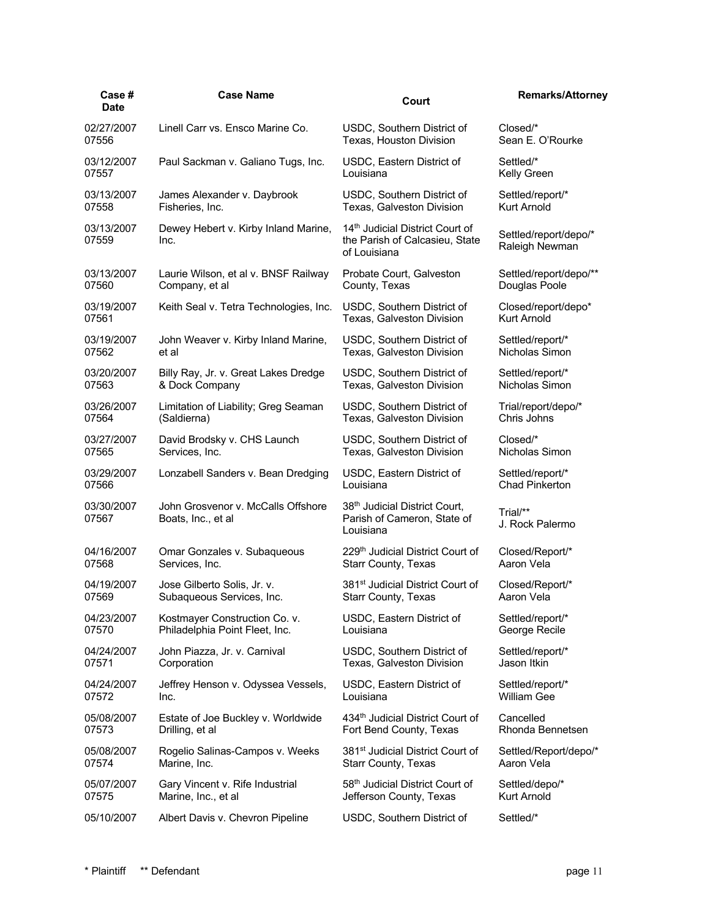| Case # Date | Case Name | Court | Remarks/Attorney |
|---|---|---|---|
| 02/27/2007 07556 | Linell Carr vs. Ensco Marine Co. | USDC, Southern District of Texas, Houston Division | Closed/* Sean E. O'Rourke |
| 03/12/2007 07557 | Paul Sackman v. Galiano Tugs, Inc. | USDC, Eastern District of Louisiana | Settled/* Kelly Green |
| 03/13/2007 07558 | James Alexander v. Daybrook Fisheries, Inc. | USDC, Southern District of Texas, Galveston Division | Settled/report/* Kurt Arnold |
| 03/13/2007 07559 | Dewey Hebert v. Kirby Inland Marine, Inc. | 14th Judicial District Court of the Parish of Calcasieu, State of Louisiana | Settled/report/depo/* Raleigh Newman |
| 03/13/2007 07560 | Laurie Wilson, et al v. BNSF Railway Company, et al | Probate Court, Galveston County, Texas | Settled/report/depo/** Douglas Poole |
| 03/19/2007 07561 | Keith Seal v. Tetra Technologies, Inc. | USDC, Southern District of Texas, Galveston Division | Closed/report/depo* Kurt Arnold |
| 03/19/2007 07562 | John Weaver v. Kirby Inland Marine, et al | USDC, Southern District of Texas, Galveston Division | Settled/report/* Nicholas Simon |
| 03/20/2007 07563 | Billy Ray, Jr. v. Great Lakes Dredge & Dock Company | USDC, Southern District of Texas, Galveston Division | Settled/report/* Nicholas Simon |
| 03/26/2007 07564 | Limitation of Liability; Greg Seaman (Saldierna) | USDC, Southern District of Texas, Galveston Division | Trial/report/depo/* Chris Johns |
| 03/27/2007 07565 | David Brodsky v. CHS Launch Services, Inc. | USDC, Southern District of Texas, Galveston Division | Closed/* Nicholas Simon |
| 03/29/2007 07566 | Lonzabell Sanders v. Bean Dredging | USDC, Eastern District of Louisiana | Settled/report/* Chad Pinkerton |
| 03/30/2007 07567 | John Grosvenor v. McCalls Offshore Boats, Inc., et al | 38th Judicial District Court, Parish of Cameron, State of Louisiana | Trial/** J. Rock Palermo |
| 04/16/2007 07568 | Omar Gonzales v. Subaqueous Services, Inc. | 229th Judicial District Court of Starr County, Texas | Closed/Report/* Aaron Vela |
| 04/19/2007 07569 | Jose Gilberto Solis, Jr. v. Subaqueous Services, Inc. | 381st Judicial District Court of Starr County, Texas | Closed/Report/* Aaron Vela |
| 04/23/2007 07570 | Kostmayer Construction Co. v. Philadelphia Point Fleet, Inc. | USDC, Eastern District of Louisiana | Settled/report/* George Recile |
| 04/24/2007 07571 | John Piazza, Jr. v. Carnival Corporation | USDC, Southern District of Texas, Galveston Division | Settled/report/* Jason Itkin |
| 04/24/2007 07572 | Jeffrey Henson v. Odyssea Vessels, Inc. | USDC, Eastern District of Louisiana | Settled/report/* William Gee |
| 05/08/2007 07573 | Estate of Joe Buckley v. Worldwide Drilling, et al | 434th Judicial District Court of Fort Bend County, Texas | Cancelled Rhonda Bennetsen |
| 05/08/2007 07574 | Rogelio Salinas-Campos v. Weeks Marine, Inc. | 381st Judicial District Court of Starr County, Texas | Settled/Report/depo/* Aaron Vela |
| 05/07/2007 07575 | Gary Vincent v. Rife Industrial Marine, Inc., et al | 58th Judicial District Court of Jefferson County, Texas | Settled/depo/* Kurt Arnold |
| 05/10/2007 | Albert Davis v. Chevron Pipeline | USDC, Southern District of | Settled/* |

* Plaintiff ** Defendant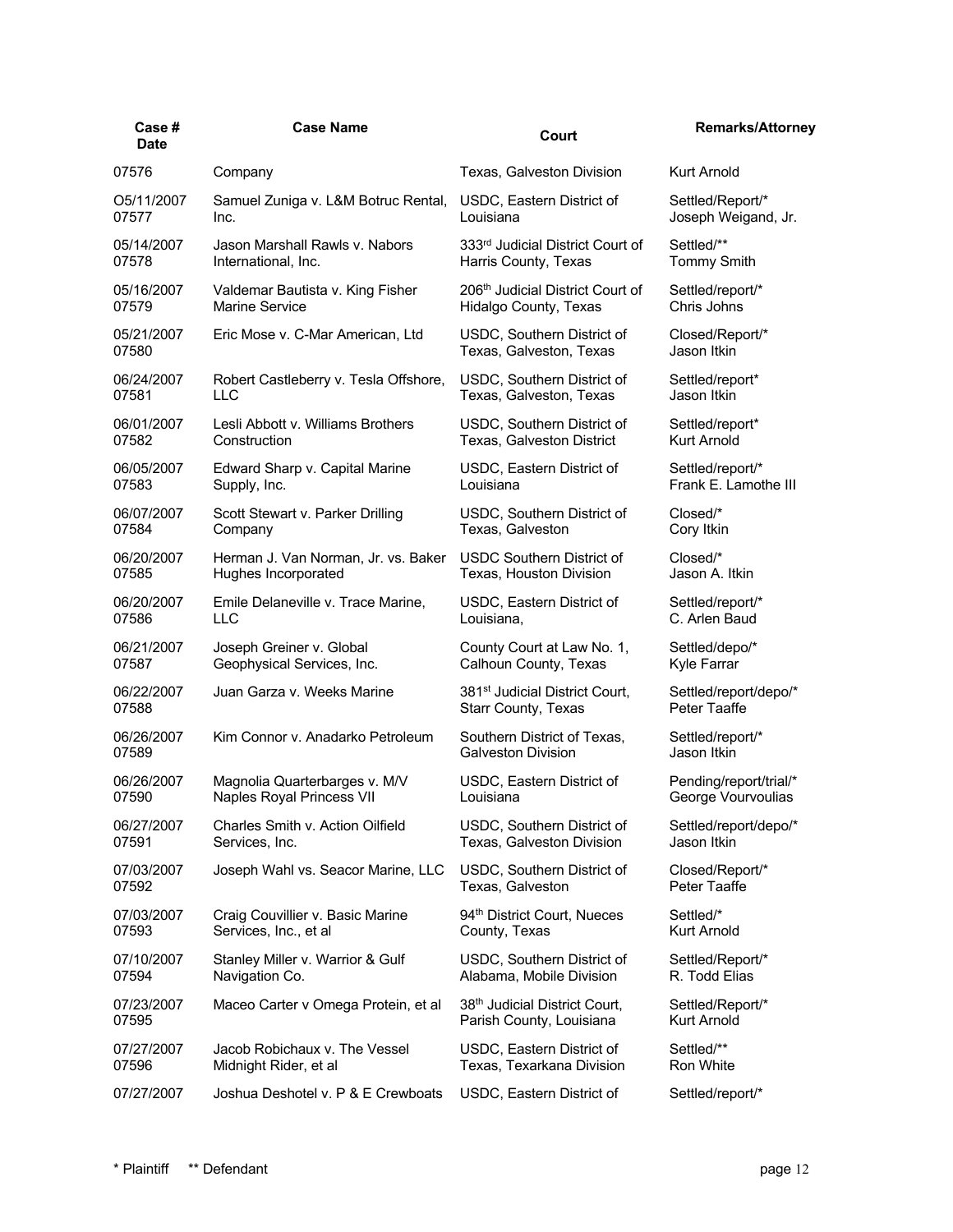| Case # Date | Case Name | Court | Remarks/Attorney |
|---|---|---|---|
| 07576 | Company | Texas, Galveston Division | Kurt Arnold |
| O5/11/2007 07577 | Samuel Zuniga v. L&M Botruc Rental, Inc. | USDC, Eastern District of Louisiana | Settled/Report/* Joseph Weigand, Jr. |
| 05/14/2007 07578 | Jason Marshall Rawls v. Nabors International, Inc. | 333rd Judicial District Court of Harris County, Texas | Settled/** Tommy Smith |
| 05/16/2007 07579 | Valdemar Bautista v. King Fisher Marine Service | 206th Judicial District Court of Hidalgo County, Texas | Settled/report/* Chris Johns |
| 05/21/2007 07580 | Eric Mose v. C-Mar American, Ltd | USDC, Southern District of Texas, Galveston, Texas | Closed/Report/* Jason Itkin |
| 06/24/2007 07581 | Robert Castleberry v. Tesla Offshore, LLC | USDC, Southern District of Texas, Galveston, Texas | Settled/report* Jason Itkin |
| 06/01/2007 07582 | Lesli Abbott v. Williams Brothers Construction | USDC, Southern District of Texas, Galveston District | Settled/report* Kurt Arnold |
| 06/05/2007 07583 | Edward Sharp v. Capital Marine Supply, Inc. | USDC, Eastern District of Louisiana | Settled/report/* Frank E. Lamothe III |
| 06/07/2007 07584 | Scott Stewart v. Parker Drilling Company | USDC, Southern District of Texas, Galveston | Closed/* Cory Itkin |
| 06/20/2007 07585 | Herman J. Van Norman, Jr. vs. Baker Hughes Incorporated | USDC Southern District of Texas, Houston Division | Closed/* Jason A. Itkin |
| 06/20/2007 07586 | Emile Delaneville v. Trace Marine, LLC | USDC, Eastern District of Louisiana, | Settled/report/* C. Arlen Baud |
| 06/21/2007 07587 | Joseph Greiner v. Global Geophysical Services, Inc. | County Court at Law No. 1, Calhoun County, Texas | Settled/depo/* Kyle Farrar |
| 06/22/2007 07588 | Juan Garza v. Weeks Marine | 381st Judicial District Court, Starr County, Texas | Settled/report/depo/* Peter Taaffe |
| 06/26/2007 07589 | Kim Connor v. Anadarko Petroleum | Southern District of Texas, Galveston Division | Settled/report/* Jason Itkin |
| 06/26/2007 07590 | Magnolia Quarterbarges v. M/V Naples Royal Princess VII | USDC, Eastern District of Louisiana | Pending/report/trial/* George Vourvoulias |
| 06/27/2007 07591 | Charles Smith v. Action Oilfield Services, Inc. | USDC, Southern District of Texas, Galveston Division | Settled/report/depo/* Jason Itkin |
| 07/03/2007 07592 | Joseph Wahl vs. Seacor Marine, LLC | USDC, Southern District of Texas, Galveston | Closed/Report/* Peter Taaffe |
| 07/03/2007 07593 | Craig Couvillier v. Basic Marine Services, Inc., et al | 94th District Court, Nueces County, Texas | Settled/* Kurt Arnold |
| 07/10/2007 07594 | Stanley Miller v. Warrior & Gulf Navigation Co. | USDC, Southern District of Alabama, Mobile Division | Settled/Report/* R. Todd Elias |
| 07/23/2007 07595 | Maceo Carter v Omega Protein, et al | 38th Judicial District Court, Parish County, Louisiana | Settled/Report/* Kurt Arnold |
| 07/27/2007 07596 | Jacob Robichaux v. The Vessel Midnight Rider, et al | USDC, Eastern District of Texas, Texarkana Division | Settled/** Ron White |
| 07/27/2007 | Joshua Deshotel v. P & E Crewboats | USDC, Eastern District of | Settled/report/* |

\* Plaintiff  \*\* Defendant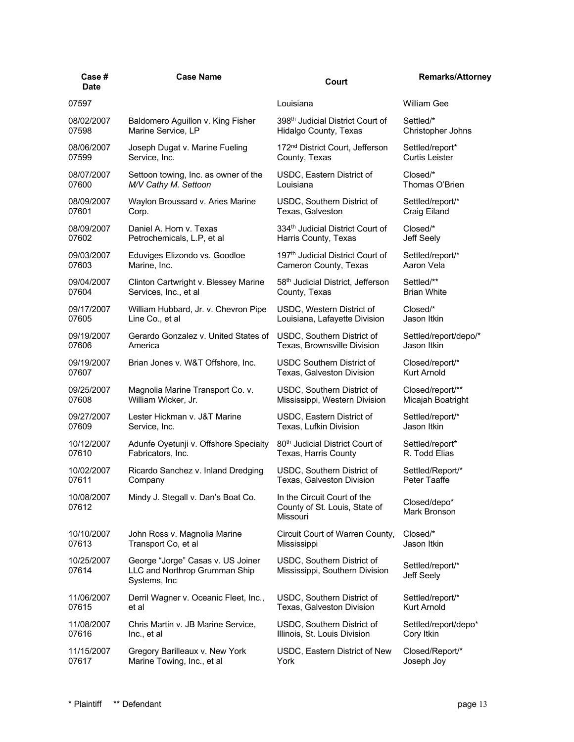| Case # Date | Case Name | Court | Remarks/Attorney |
|---|---|---|---|
| 07597 | | Louisiana | William Gee |
| 08/02/2007 07598 | Baldomero Aguillon v. King Fisher Marine Service, LP | 398th Judicial District Court of Hidalgo County, Texas | Settled/* Christopher Johns |
| 08/06/2007 07599 | Joseph Dugat v. Marine Fueling Service, Inc. | 172nd District Court, Jefferson County, Texas | Settled/report* Curtis Leister |
| 08/07/2007 07600 | Settoon towing, Inc. as owner of the *M/V Cathy M. Settoon* | USDC, Eastern District of Louisiana | Closed/* Thomas O'Brien |
| 08/09/2007 07601 | Waylon Broussard v. Aries Marine Corp. | USDC, Southern District of Texas, Galveston | Settled/report/* Craig Eiland |
| 08/09/2007 07602 | Daniel A. Horn v. Texas Petrochemicals, L.P, et al | 334th Judicial District Court of Harris County, Texas | Closed/* Jeff Seely |
| 09/03/2007 07603 | Eduviges Elizondo vs. Goodloe Marine, Inc. | 197th Judicial District Court of Cameron County, Texas | Settled/report/* Aaron Vela |
| 09/04/2007 07604 | Clinton Cartwright v. Blessey Marine Services, Inc., et al | 58th Judicial District, Jefferson County, Texas | Settled/** Brian White |
| 09/17/2007 07605 | William Hubbard, Jr. v. Chevron Pipe Line Co., et al | USDC, Western District of Louisiana, Lafayette Division | Closed/* Jason Itkin |
| 09/19/2007 07606 | Gerardo Gonzalez v. United States of America | USDC, Southern District of Texas, Brownsville Division | Settled/report/depo/* Jason Itkin |
| 09/19/2007 07607 | Brian Jones v. W&T Offshore, Inc. | USDC Southern District of Texas, Galveston Division | Closed/report/* Kurt Arnold |
| 09/25/2007 07608 | Magnolia Marine Transport Co. v. William Wicker, Jr. | USDC, Southern District of Mississippi, Western Division | Closed/report/** Micajah Boatright |
| 09/27/2007 07609 | Lester Hickman v. J&T Marine Service, Inc. | USDC, Eastern District of Texas, Lufkin Division | Settled/report/* Jason Itkin |
| 10/12/2007 07610 | Adunfe Oyetunji v. Offshore Specialty Fabricators, Inc. | 80th Judicial District Court of Texas, Harris County | Settled/report* R. Todd Elias |
| 10/02/2007 07611 | Ricardo Sanchez v. Inland Dredging Company | USDC, Southern District of Texas, Galveston Division | Settled/Report/* Peter Taaffe |
| 10/08/2007 07612 | Mindy J. Stegall v. Dan's Boat Co. | In the Circuit Court of the County of St. Louis, State of Missouri | Closed/depo* Mark Bronson |
| 10/10/2007 07613 | John Ross v. Magnolia Marine Transport Co, et al | Circuit Court of Warren County, Mississippi | Closed/* Jason Itkin |
| 10/25/2007 07614 | George "Jorge" Casas v. US Joiner LLC and Northrop Grumman Ship Systems, Inc | USDC, Southern District of Mississippi, Southern Division | Settled/report/* Jeff Seely |
| 11/06/2007 07615 | Derril Wagner v. Oceanic Fleet, Inc., et al | USDC, Southern District of Texas, Galveston Division | Settled/report/* Kurt Arnold |
| 11/08/2007 07616 | Chris Martin v. JB Marine Service, Inc., et al | USDC, Southern District of Illinois, St. Louis Division | Settled/report/depo* Cory Itkin |
| 11/15/2007 07617 | Gregory Barilleaux v. New York Marine Towing, Inc., et al | USDC, Eastern District of New York | Closed/Report/* Joseph Joy |

\* Plaintiff  ** Defendant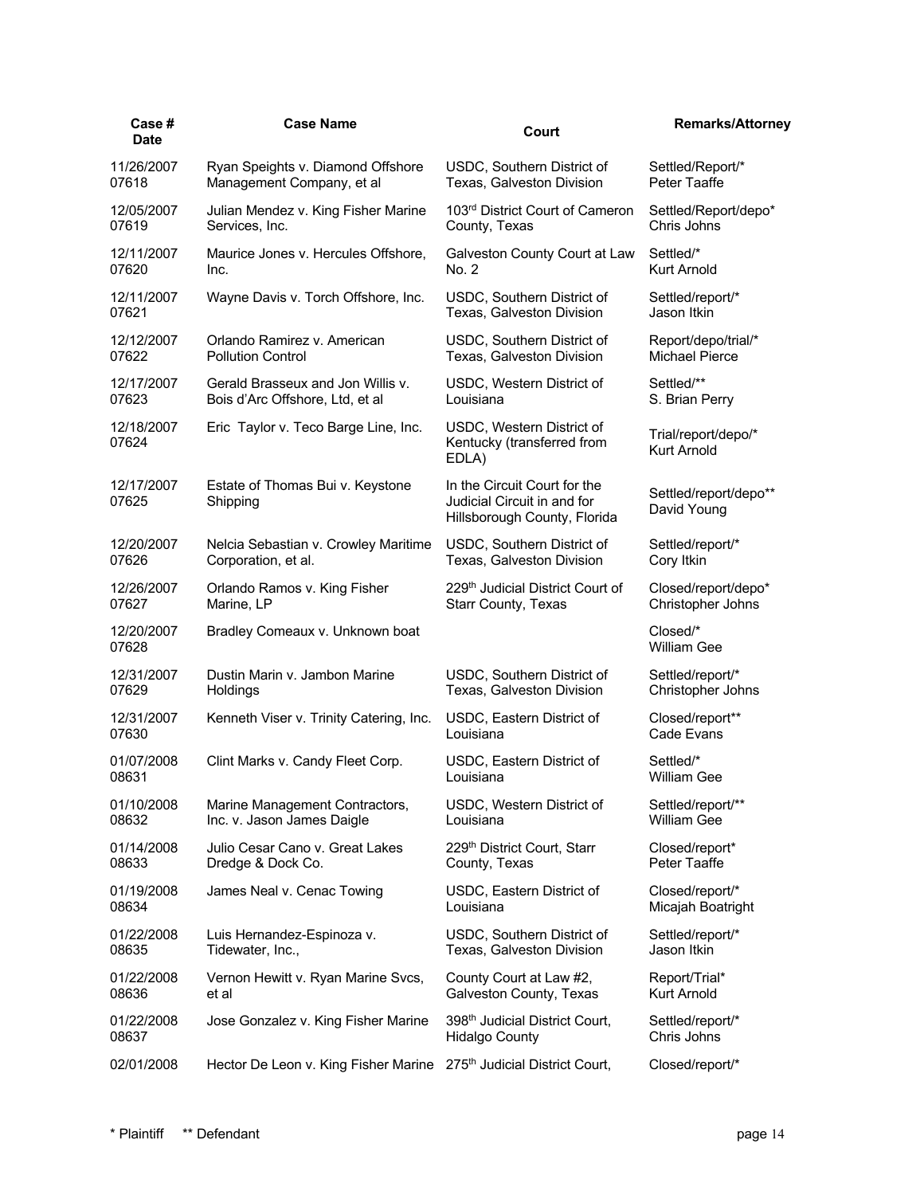| Case # Date | Case Name | Court | Remarks/Attorney |
|---|---|---|---|
| 11/26/2007 07618 | Ryan Speights v. Diamond Offshore Management Company, et al | USDC, Southern District of Texas, Galveston Division | Settled/Report/* Peter Taaffe |
| 12/05/2007 07619 | Julian Mendez v. King Fisher Marine Services, Inc. | 103rd District Court of Cameron County, Texas | Settled/Report/depo* Chris Johns |
| 12/11/2007 07620 | Maurice Jones v. Hercules Offshore, Inc. | Galveston County Court at Law No. 2 | Settled/* Kurt Arnold |
| 12/11/2007 07621 | Wayne Davis v. Torch Offshore, Inc. | USDC, Southern District of Texas, Galveston Division | Settled/report/* Jason Itkin |
| 12/12/2007 07622 | Orlando Ramirez v. American Pollution Control | USDC, Southern District of Texas, Galveston Division | Report/depo/trial/* Michael Pierce |
| 12/17/2007 07623 | Gerald Brasseux and Jon Willis v. Bois d'Arc Offshore, Ltd, et al | USDC, Western District of Louisiana | Settled/** S. Brian Perry |
| 12/18/2007 07624 | Eric Taylor v. Teco Barge Line, Inc. | USDC, Western District of Kentucky (transferred from EDLA) | Trial/report/depo/* Kurt Arnold |
| 12/17/2007 07625 | Estate of Thomas Bui v. Keystone Shipping | In the Circuit Court for the Judicial Circuit in and for Hillsborough County, Florida | Settled/report/depo** David Young |
| 12/20/2007 07626 | Nelcia Sebastian v. Crowley Maritime Corporation, et al. | USDC, Southern District of Texas, Galveston Division | Settled/report/* Cory Itkin |
| 12/26/2007 07627 | Orlando Ramos v. King Fisher Marine, LP | 229th Judicial District Court of Starr County, Texas | Closed/report/depo* Christopher Johns |
| 12/20/2007 07628 | Bradley Comeaux v. Unknown boat | | Closed/* William Gee |
| 12/31/2007 07629 | Dustin Marin v. Jambon Marine Holdings | USDC, Southern District of Texas, Galveston Division | Settled/report/* Christopher Johns |
| 12/31/2007 07630 | Kenneth Viser v. Trinity Catering, Inc. | USDC, Eastern District of Louisiana | Closed/report** Cade Evans |
| 01/07/2008 08631 | Clint Marks v. Candy Fleet Corp. | USDC, Eastern District of Louisiana | Settled/* William Gee |
| 01/10/2008 08632 | Marine Management Contractors, Inc. v. Jason James Daigle | USDC, Western District of Louisiana | Settled/report/** William Gee |
| 01/14/2008 08633 | Julio Cesar Cano v. Great Lakes Dredge & Dock Co. | 229th District Court, Starr County, Texas | Closed/report* Peter Taaffe |
| 01/19/2008 08634 | James Neal v. Cenac Towing | USDC, Eastern District of Louisiana | Closed/report/* Micajah Boatright |
| 01/22/2008 08635 | Luis Hernandez-Espinoza v. Tidewater, Inc., | USDC, Southern District of Texas, Galveston Division | Settled/report/* Jason Itkin |
| 01/22/2008 08636 | Vernon Hewitt v. Ryan Marine Svcs, et al | County Court at Law #2, Galveston County, Texas | Report/Trial* Kurt Arnold |
| 01/22/2008 08637 | Jose Gonzalez v. King Fisher Marine | 398th Judicial District Court, Hidalgo County | Settled/report/* Chris Johns |
| 02/01/2008 | Hector De Leon v. King Fisher Marine | 275th Judicial District Court, | Closed/report/* |

\* Plaintiff  ** Defendant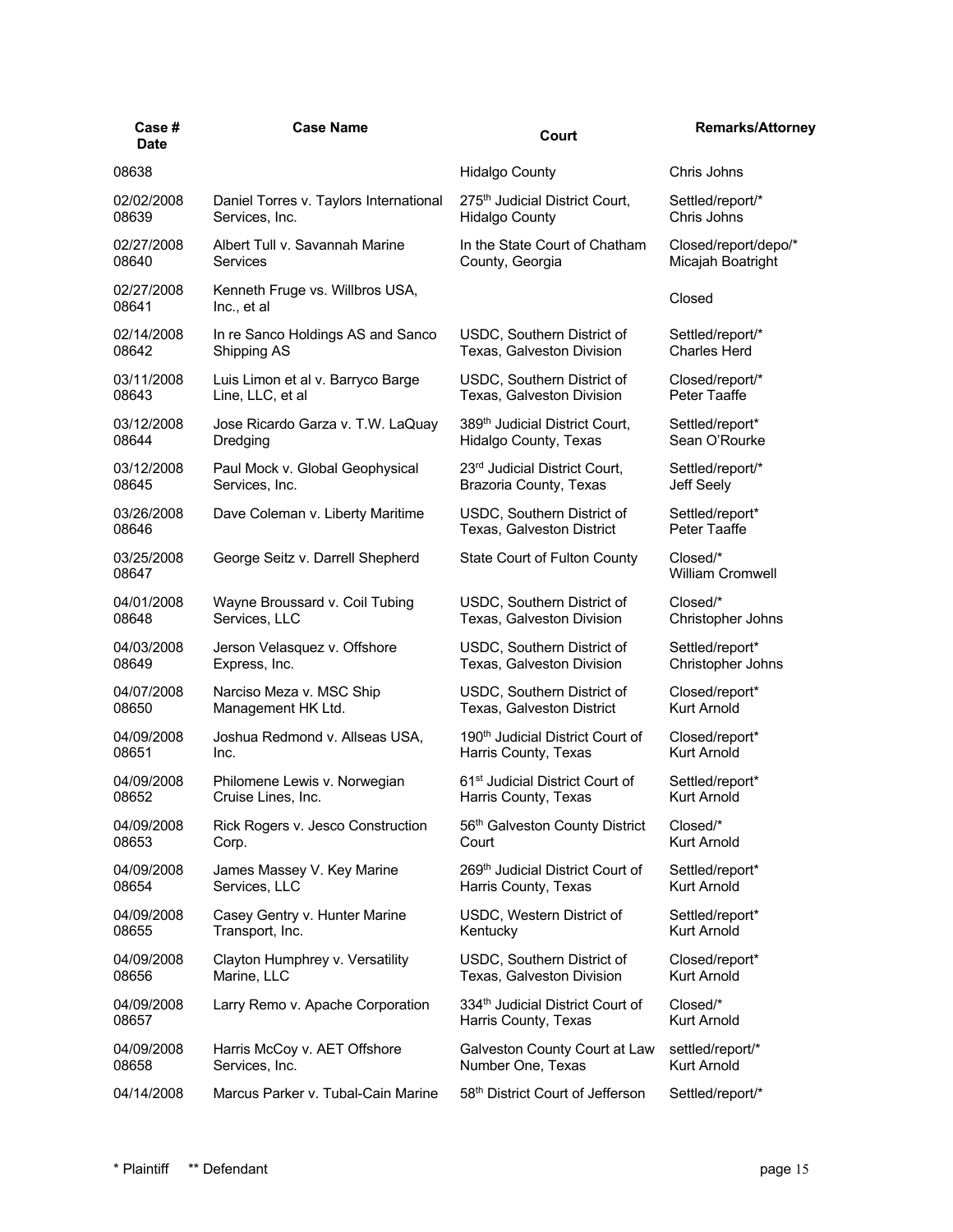| Case # Date | Case Name | Court | Remarks/Attorney |
|---|---|---|---|
| 08638 | | Hidalgo County | Chris Johns |
| 02/02/2008 08639 | Daniel Torres v. Taylors International Services, Inc. | 275th Judicial District Court, Hidalgo County | Settled/report/* Chris Johns |
| 02/27/2008 08640 | Albert Tull v. Savannah Marine Services | In the State Court of Chatham County, Georgia | Closed/report/depo/* Micajah Boatright |
| 02/27/2008 08641 | Kenneth Fruge vs. Willbros USA, Inc., et al | | Closed |
| 02/14/2008 08642 | In re Sanco Holdings AS and Sanco Shipping AS | USDC, Southern District of Texas, Galveston Division | Settled/report/* Charles Herd |
| 03/11/2008 08643 | Luis Limon et al v. Barryco Barge Line, LLC, et al | USDC, Southern District of Texas, Galveston Division | Closed/report/* Peter Taaffe |
| 03/12/2008 08644 | Jose Ricardo Garza v. T.W. LaQuay Dredging | 389th Judicial District Court, Hidalgo County, Texas | Settled/report* Sean O'Rourke |
| 03/12/2008 08645 | Paul Mock v. Global Geophysical Services, Inc. | 23rd Judicial District Court, Brazoria County, Texas | Settled/report/* Jeff Seely |
| 03/26/2008 08646 | Dave Coleman v. Liberty Maritime | USDC, Southern District of Texas, Galveston District | Settled/report* Peter Taaffe |
| 03/25/2008 08647 | George Seitz v. Darrell Shepherd | State Court of Fulton County | Closed/* William Cromwell |
| 04/01/2008 08648 | Wayne Broussard v. Coil Tubing Services, LLC | USDC, Southern District of Texas, Galveston Division | Closed/* Christopher Johns |
| 04/03/2008 08649 | Jerson Velasquez v. Offshore Express, Inc. | USDC, Southern District of Texas, Galveston Division | Settled/report* Christopher Johns |
| 04/07/2008 08650 | Narciso Meza v. MSC Ship Management HK Ltd. | USDC, Southern District of Texas, Galveston District | Closed/report* Kurt Arnold |
| 04/09/2008 08651 | Joshua Redmond v. Allseas USA, Inc. | 190th Judicial District Court of Harris County, Texas | Closed/report* Kurt Arnold |
| 04/09/2008 08652 | Philomene Lewis v. Norwegian Cruise Lines, Inc. | 61st Judicial District Court of Harris County, Texas | Settled/report* Kurt Arnold |
| 04/09/2008 08653 | Rick Rogers v. Jesco Construction Corp. | 56th Galveston County District Court | Closed/* Kurt Arnold |
| 04/09/2008 08654 | James Massey V. Key Marine Services, LLC | 269th Judicial District Court of Harris County, Texas | Settled/report* Kurt Arnold |
| 04/09/2008 08655 | Casey Gentry v. Hunter Marine Transport, Inc. | USDC, Western District of Kentucky | Settled/report* Kurt Arnold |
| 04/09/2008 08656 | Clayton Humphrey v. Versatility Marine, LLC | USDC, Southern District of Texas, Galveston Division | Closed/report* Kurt Arnold |
| 04/09/2008 08657 | Larry Remo v. Apache Corporation | 334th Judicial District Court of Harris County, Texas | Closed/* Kurt Arnold |
| 04/09/2008 08658 | Harris McCoy v. AET Offshore Services, Inc. | Galveston County Court at Law Number One, Texas | settled/report/* Kurt Arnold |
| 04/14/2008 | Marcus Parker v. Tubal-Cain Marine | 58th District Court of Jefferson | Settled/report/* |

\* Plaintiff ** Defendant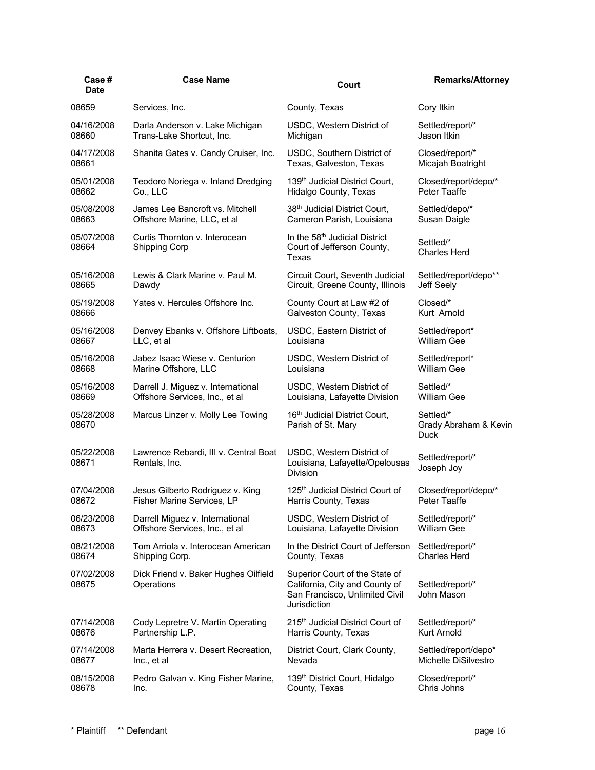| Case # Date | Case Name | Court | Remarks/Attorney |
|---|---|---|---|
| 08659 | Services, Inc. | County, Texas | Cory Itkin |
| 04/16/2008 08660 | Darla Anderson v. Lake Michigan Trans-Lake Shortcut, Inc. | USDC, Western District of Michigan | Settled/report/* Jason Itkin |
| 04/17/2008 08661 | Shanita Gates v. Candy Cruiser, Inc. | USDC, Southern District of Texas, Galveston, Texas | Closed/report/* Micajah Boatright |
| 05/01/2008 08662 | Teodoro Noriega v. Inland Dredging Co., LLC | 139th Judicial District Court, Hidalgo County, Texas | Closed/report/depo/* Peter Taaffe |
| 05/08/2008 08663 | James Lee Bancroft vs. Mitchell Offshore Marine, LLC, et al | 38th Judicial District Court, Cameron Parish, Louisiana | Settled/depo/* Susan Daigle |
| 05/07/2008 08664 | Curtis Thornton v. Interocean Shipping Corp | In the 58th Judicial District Court of Jefferson County, Texas | Settled/* Charles Herd |
| 05/16/2008 08665 | Lewis & Clark Marine v. Paul M. Dawdy | Circuit Court, Seventh Judicial Circuit, Greene County, Illinois | Settled/report/depo** Jeff Seely |
| 05/19/2008 08666 | Yates v. Hercules Offshore Inc. | County Court at Law #2 of Galveston County, Texas | Closed/* Kurt Arnold |
| 05/16/2008 08667 | Denvey Ebanks v. Offshore Liftboats, LLC, et al | USDC, Eastern District of Louisiana | Settled/report* William Gee |
| 05/16/2008 08668 | Jabez Isaac Wiese v. Centurion Marine Offshore, LLC | USDC, Western District of Louisiana | Settled/report* William Gee |
| 05/16/2008 08669 | Darrell J. Miguez v. International Offshore Services, Inc., et al | USDC, Western District of Louisiana, Lafayette Division | Settled/* William Gee |
| 05/28/2008 08670 | Marcus Linzer v. Molly Lee Towing | 16th Judicial District Court, Parish of St. Mary | Settled/* Grady Abraham & Kevin Duck |
| 05/22/2008 08671 | Lawrence Rebardi, III v. Central Boat Rentals, Inc. | USDC, Western District of Louisiana, Lafayette/Opelousas Division | Settled/report/* Joseph Joy |
| 07/04/2008 08672 | Jesus Gilberto Rodriguez v. King Fisher Marine Services, LP | 125th Judicial District Court of Harris County, Texas | Closed/report/depo/* Peter Taaffe |
| 06/23/2008 08673 | Darrell Miguez v. International Offshore Services, Inc., et al | USDC, Western District of Louisiana, Lafayette Division | Settled/report/* William Gee |
| 08/21/2008 08674 | Tom Arriola v. Interocean American Shipping Corp. | In the District Court of Jefferson County, Texas | Settled/report/* Charles Herd |
| 07/02/2008 08675 | Dick Friend v. Baker Hughes Oilfield Operations | Superior Court of the State of California, City and County of San Francisco, Unlimited Civil Jurisdiction | Settled/report/* John Mason |
| 07/14/2008 08676 | Cody Lepretre V. Martin Operating Partnership L.P. | 215th Judicial District Court of Harris County, Texas | Settled/report/* Kurt Arnold |
| 07/14/2008 08677 | Marta Herrera v. Desert Recreation, Inc., et al | District Court, Clark County, Nevada | Settled/report/depo* Michelle DiSilvestro |
| 08/15/2008 08678 | Pedro Galvan v. King Fisher Marine, Inc. | 139th District Court, Hidalgo County, Texas | Closed/report/* Chris Johns |

\* Plaintiff  ** Defendant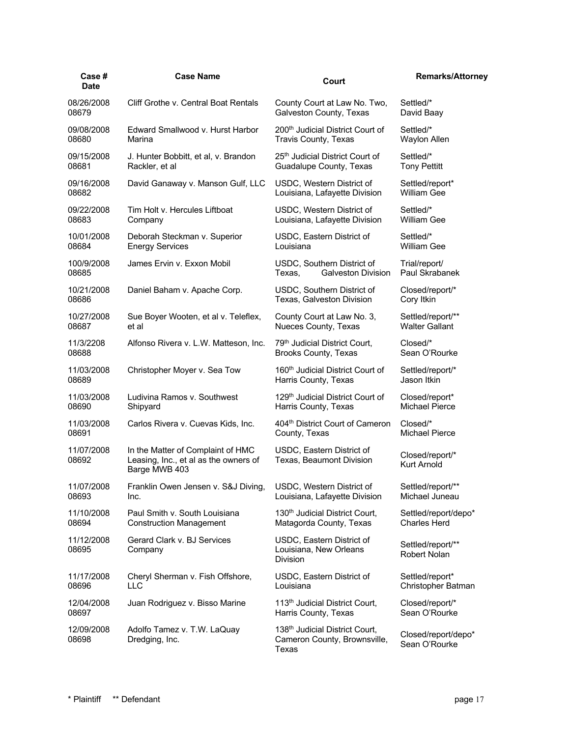| Case # Date | Case Name | Court | Remarks/Attorney |
|---|---|---|---|
| 08/26/2008 08679 | Cliff Grothe v. Central Boat Rentals | County Court at Law No. Two, Galveston County, Texas | Settled/* David Baay |
| 09/08/2008 08680 | Edward Smallwood v. Hurst Harbor Marina | 200th Judicial District Court of Travis County, Texas | Settled/* Waylon Allen |
| 09/15/2008 08681 | J. Hunter Bobbitt, et al, v. Brandon Rackler, et al | 25th Judicial District Court of Guadalupe County, Texas | Settled/* Tony Pettitt |
| 09/16/2008 08682 | David Ganaway v. Manson Gulf, LLC | USDC, Western District of Louisiana, Lafayette Division | Settled/report* William Gee |
| 09/22/2008 08683 | Tim Holt v. Hercules Liftboat Company | USDC, Western District of Louisiana, Lafayette Division | Settled/* William Gee |
| 10/01/2008 08684 | Deborah Steckman v. Superior Energy Services | USDC, Eastern District of Louisiana | Settled/* William Gee |
| 100/9/2008 08685 | James Ervin v. Exxon Mobil | USDC, Southern District of Texas, Galveston Division | Trial/report/ Paul Skrabanek |
| 10/21/2008 08686 | Daniel Baham v. Apache Corp. | USDC, Southern District of Texas, Galveston Division | Closed/report/* Cory Itkin |
| 10/27/2008 08687 | Sue Boyer Wooten, et al v. Teleflex, et al | County Court at Law No. 3, Nueces County, Texas | Settled/report/** Walter Gallant |
| 11/3/2208 08688 | Alfonso Rivera v. L.W. Matteson, Inc. | 79th Judicial District Court, Brooks County, Texas | Closed/* Sean O'Rourke |
| 11/03/2008 08689 | Christopher Moyer v. Sea Tow | 160th Judicial District Court of Harris County, Texas | Settled/report/* Jason Itkin |
| 11/03/2008 08690 | Ludivina Ramos v. Southwest Shipyard | 129th Judicial District Court of Harris County, Texas | Closed/report* Michael Pierce |
| 11/03/2008 08691 | Carlos Rivera v. Cuevas Kids, Inc. | 404th District Court of Cameron County, Texas | Closed/* Michael Pierce |
| 11/07/2008 08692 | In the Matter of Complaint of HMC Leasing, Inc., et al as the owners of Barge MWB 403 | USDC, Eastern District of Texas, Beaumont Division | Closed/report/* Kurt Arnold |
| 11/07/2008 08693 | Franklin Owen Jensen v. S&J Diving, Inc. | USDC, Western District of Louisiana, Lafayette Division | Settled/report/** Michael Juneau |
| 11/10/2008 08694 | Paul Smith v. South Louisiana Construction Management | 130th Judicial District Court, Matagorda County, Texas | Settled/report/depo* Charles Herd |
| 11/12/2008 08695 | Gerard Clark v. BJ Services Company | USDC, Eastern District of Louisiana, New Orleans Division | Settled/report/** Robert Nolan |
| 11/17/2008 08696 | Cheryl Sherman v. Fish Offshore, LLC | USDC, Eastern District of Louisiana | Settled/report* Christopher Batman |
| 12/04/2008 08697 | Juan Rodriguez v. Bisso Marine | 113th Judicial District Court, Harris County, Texas | Closed/report/* Sean O'Rourke |
| 12/09/2008 08698 | Adolfo Tamez v. T.W. LaQuay Dredging, Inc. | 138th Judicial District Court, Cameron County, Brownsville, Texas | Closed/report/depo* Sean O'Rourke |

* Plaintiff ** Defendant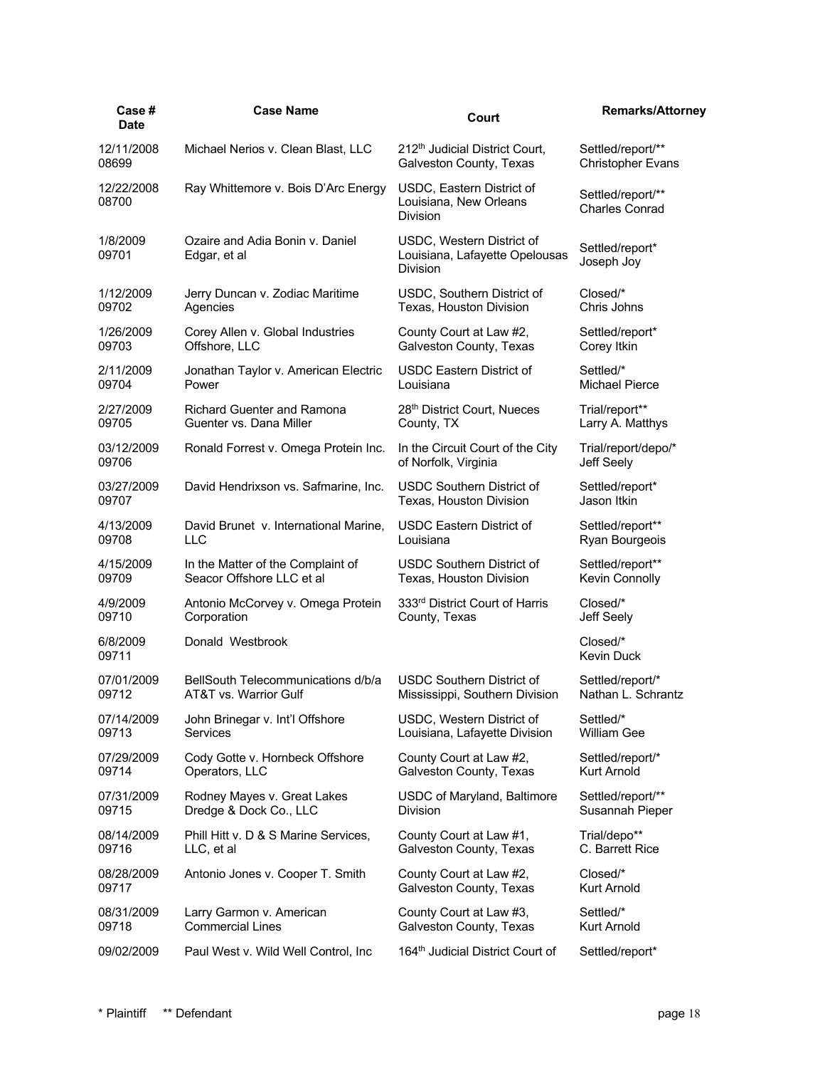| Case # Date | Case Name | Court | Remarks/Attorney |
|---|---|---|---|
| 12/11/2008 08699 | Michael Nerios v. Clean Blast, LLC | 212th Judicial District Court, Galveston County, Texas | Settled/report/** Christopher Evans |
| 12/22/2008 08700 | Ray Whittemore v. Bois D'Arc Energy | USDC, Eastern District of Louisiana, New Orleans Division | Settled/report/** Charles Conrad |
| 1/8/2009 09701 | Ozaire and Adia Bonin v. Daniel Edgar, et al | USDC, Western District of Louisiana, Lafayette Opelousas Division | Settled/report* Joseph Joy |
| 1/12/2009 09702 | Jerry Duncan v. Zodiac Maritime Agencies | USDC, Southern District of Texas, Houston Division | Closed/* Chris Johns |
| 1/26/2009 09703 | Corey Allen v. Global Industries Offshore, LLC | County Court at Law #2, Galveston County, Texas | Settled/report* Corey Itkin |
| 2/11/2009 09704 | Jonathan Taylor v. American Electric Power | USDC Eastern District of Louisiana | Settled/* Michael Pierce |
| 2/27/2009 09705 | Richard Guenter and Ramona Guenter vs. Dana Miller | 28th District Court, Nueces County, TX | Trial/report** Larry A. Matthys |
| 03/12/2009 09706 | Ronald Forrest v. Omega Protein Inc. | In the Circuit Court of the City of Norfolk, Virginia | Trial/report/depo/* Jeff Seely |
| 03/27/2009 09707 | David Hendrixson vs. Safmarine, Inc. | USDC Southern District of Texas, Houston Division | Settled/report* Jason Itkin |
| 4/13/2009 09708 | David Brunet v. International Marine, LLC | USDC Eastern District of Louisiana | Settled/report** Ryan Bourgeois |
| 4/15/2009 09709 | In the Matter of the Complaint of Seacor Offshore LLC et al | USDC Southern District of Texas, Houston Division | Settled/report** Kevin Connolly |
| 4/9/2009 09710 | Antonio McCorvey v. Omega Protein Corporation | 333rd District Court of Harris County, Texas | Closed/* Jeff Seely |
| 6/8/2009 09711 | Donald Westbrook | | Closed/* Kevin Duck |
| 07/01/2009 09712 | BellSouth Telecommunications d/b/a AT&T vs. Warrior Gulf | USDC Southern District of Mississippi, Southern Division | Settled/report/* Nathan L. Schrantz |
| 07/14/2009 09713 | John Brinegar v. Int'l Offshore Services | USDC, Western District of Louisiana, Lafayette Division | Settled/* William Gee |
| 07/29/2009 09714 | Cody Gotte v. Hornbeck Offshore Operators, LLC | County Court at Law #2, Galveston County, Texas | Settled/report/* Kurt Arnold |
| 07/31/2009 09715 | Rodney Mayes v. Great Lakes Dredge & Dock Co., LLC | USDC of Maryland, Baltimore Division | Settled/report/** Susannah Pieper |
| 08/14/2009 09716 | Phill Hitt v. D & S Marine Services, LLC, et al | County Court at Law #1, Galveston County, Texas | Trial/depo** C. Barrett Rice |
| 08/28/2009 09717 | Antonio Jones v. Cooper T. Smith | County Court at Law #2, Galveston County, Texas | Closed/* Kurt Arnold |
| 08/31/2009 09718 | Larry Garmon v. American Commercial Lines | County Court at Law #3, Galveston County, Texas | Settled/* Kurt Arnold |
| 09/02/2009 | Paul West v. Wild Well Control, Inc | 164th Judicial District Court of | Settled/report* |

* Plaintiff ** Defendant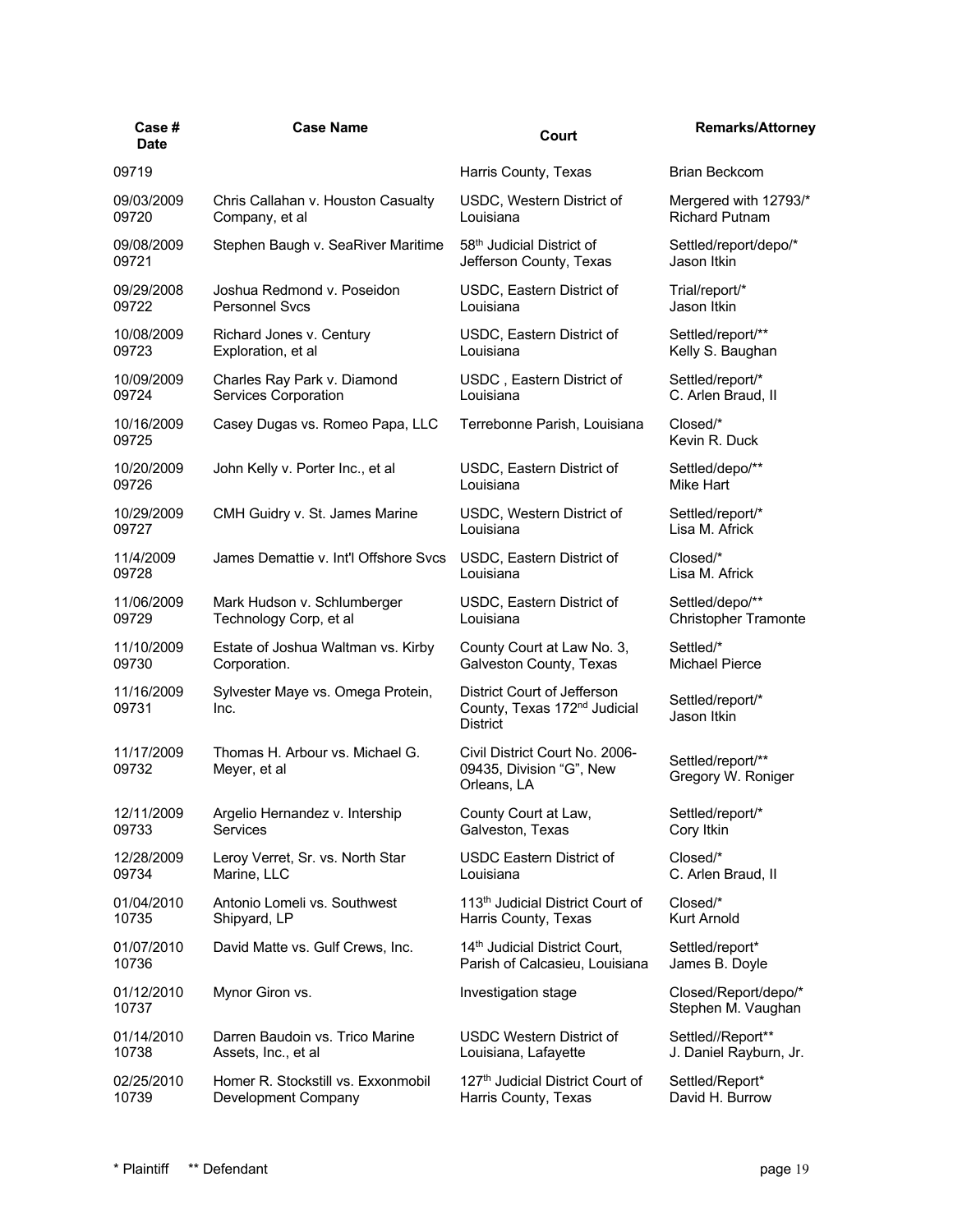| Case # Date | Case Name | Court | Remarks/Attorney |
|---|---|---|---|
| 09719 | | Harris County, Texas | Brian Beckcom |
| 09/03/2009 09720 | Chris Callahan v. Houston Casualty Company, et al | USDC, Western District of Louisiana | Mergered with 12793/* Richard Putnam |
| 09/08/2009 09721 | Stephen Baugh v. SeaRiver Maritime | 58th Judicial District of Jefferson County, Texas | Settled/report/depo/* Jason Itkin |
| 09/29/2008 09722 | Joshua Redmond v. Poseidon Personnel Svcs | USDC, Eastern District of Louisiana | Trial/report/* Jason Itkin |
| 10/08/2009 09723 | Richard Jones v. Century Exploration, et al | USDC, Eastern District of Louisiana | Settled/report/** Kelly S. Baughan |
| 10/09/2009 09724 | Charles Ray Park v. Diamond Services Corporation | USDC , Eastern District of Louisiana | Settled/report/* C. Arlen Braud, II |
| 10/16/2009 09725 | Casey Dugas vs. Romeo Papa, LLC | Terrebonne Parish, Louisiana | Closed/* Kevin R. Duck |
| 10/20/2009 09726 | John Kelly v. Porter Inc., et al | USDC, Eastern District of Louisiana | Settled/depo/** Mike Hart |
| 10/29/2009 09727 | CMH Guidry v. St. James Marine | USDC, Western District of Louisiana | Settled/report/* Lisa M. Africk |
| 11/4/2009 09728 | James Demattie v. Int'l Offshore Svcs | USDC, Eastern District of Louisiana | Closed/* Lisa M. Africk |
| 11/06/2009 09729 | Mark Hudson v. Schlumberger Technology Corp, et al | USDC, Eastern District of Louisiana | Settled/depo/** Christopher Tramonte |
| 11/10/2009 09730 | Estate of Joshua Waltman vs. Kirby Corporation. | County Court at Law No. 3, Galveston County, Texas | Settled/* Michael Pierce |
| 11/16/2009 09731 | Sylvester Maye vs. Omega Protein, Inc. | District Court of Jefferson County, Texas 172nd Judicial District | Settled/report/* Jason Itkin |
| 11/17/2009 09732 | Thomas H. Arbour vs. Michael G. Meyer, et al | Civil District Court No. 2006-09435, Division "G", New Orleans, LA | Settled/report/** Gregory W. Roniger |
| 12/11/2009 09733 | Argelio Hernandez v. Intership Services | County Court at Law, Galveston, Texas | Settled/report/* Cory Itkin |
| 12/28/2009 09734 | Leroy Verret, Sr. vs. North Star Marine, LLC | USDC Eastern District of Louisiana | Closed/* C. Arlen Braud, II |
| 01/04/2010 10735 | Antonio Lomeli vs. Southwest Shipyard, LP | 113th Judicial District Court of Harris County, Texas | Closed/* Kurt Arnold |
| 01/07/2010 10736 | David Matte vs. Gulf Crews, Inc. | 14th Judicial District Court, Parish of Calcasieu, Louisiana | Settled/report* James B. Doyle |
| 01/12/2010 10737 | Mynor Giron vs. | Investigation stage | Closed/Report/depo/* Stephen M. Vaughan |
| 01/14/2010 10738 | Darren Baudoin vs. Trico Marine Assets, Inc., et al | USDC Western District of Louisiana, Lafayette | Settled//Report** J. Daniel Rayburn, Jr. |
| 02/25/2010 10739 | Homer R. Stockstill vs. Exxonmobil Development Company | 127th Judicial District Court of Harris County, Texas | Settled/Report* David H. Burrow |

* Plaintiff ** Defendant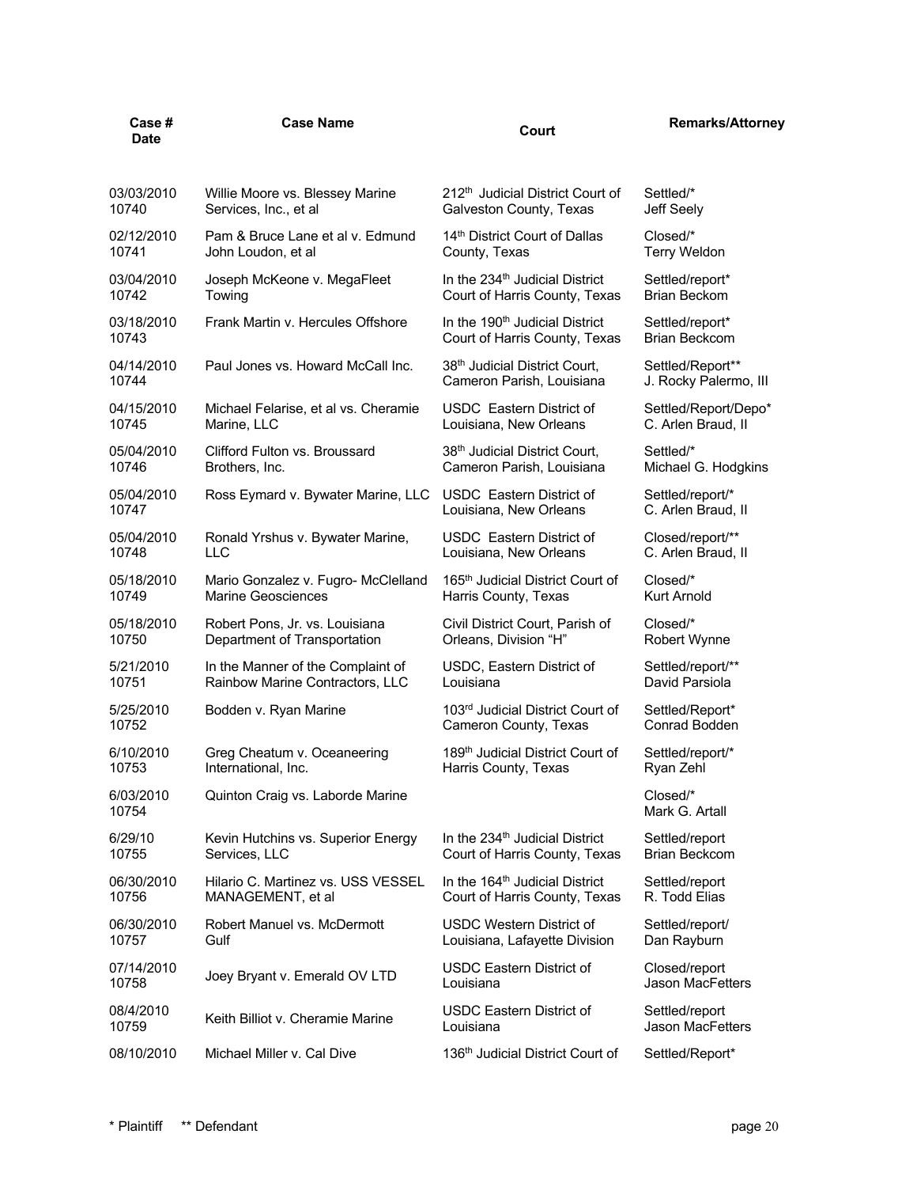| Case # Date | Case Name | Court | Remarks/Attorney |
|---|---|---|---|
| 03/03/2010 10740 | Willie Moore vs. Blessey Marine Services, Inc., et al | 212th Judicial District Court of Galveston County, Texas | Settled/* Jeff Seely |
| 02/12/2010 10741 | Pam & Bruce Lane et al v. Edmund John Loudon, et al | 14th District Court of Dallas County, Texas | Closed/* Terry Weldon |
| 03/04/2010 10742 | Joseph McKeone v. MegaFleet Towing | In the 234th Judicial District Court of Harris County, Texas | Settled/report* Brian Beckom |
| 03/18/2010 10743 | Frank Martin v. Hercules Offshore | In the 190th Judicial District Court of Harris County, Texas | Settled/report* Brian Beckcom |
| 04/14/2010 10744 | Paul Jones vs. Howard McCall Inc. | 38th Judicial District Court, Cameron Parish, Louisiana | Settled/Report** J. Rocky Palermo, III |
| 04/15/2010 10745 | Michael Felarise, et al vs. Cheramie Marine, LLC | USDC Eastern District of Louisiana, New Orleans | Settled/Report/Depo* C. Arlen Braud, II |
| 05/04/2010 10746 | Clifford Fulton vs. Broussard Brothers, Inc. | 38th Judicial District Court, Cameron Parish, Louisiana | Settled/* Michael G. Hodgkins |
| 05/04/2010 10747 | Ross Eymard v. Bywater Marine, LLC | USDC Eastern District of Louisiana, New Orleans | Settled/report/* C. Arlen Braud, II |
| 05/04/2010 10748 | Ronald Yrshus v. Bywater Marine, LLC | USDC Eastern District of Louisiana, New Orleans | Closed/report/** C. Arlen Braud, II |
| 05/18/2010 10749 | Mario Gonzalez v. Fugro- McClelland Marine Geosciences | 165th Judicial District Court of Harris County, Texas | Closed/* Kurt Arnold |
| 05/18/2010 10750 | Robert Pons, Jr. vs. Louisiana Department of Transportation | Civil District Court, Parish of Orleans, Division "H" | Closed/* Robert Wynne |
| 5/21/2010 10751 | In the Manner of the Complaint of Rainbow Marine Contractors, LLC | USDC, Eastern District of Louisiana | Settled/report/** David Parsiola |
| 5/25/2010 10752 | Bodden v. Ryan Marine | 103rd Judicial District Court of Cameron County, Texas | Settled/Report* Conrad Bodden |
| 6/10/2010 10753 | Greg Cheatum v. Oceaneering International, Inc. | 189th Judicial District Court of Harris County, Texas | Settled/report/* Ryan Zehl |
| 6/03/2010 10754 | Quinton Craig vs. Laborde Marine | | Closed/* Mark G. Artall |
| 6/29/10 10755 | Kevin Hutchins vs. Superior Energy Services, LLC | In the 234th Judicial District Court of Harris County, Texas | Settled/report Brian Beckcom |
| 06/30/2010 10756 | Hilario C. Martinez vs. USS VESSEL MANAGEMENT, et al | In the 164th Judicial District Court of Harris County, Texas | Settled/report R. Todd Elias |
| 06/30/2010 10757 | Robert Manuel vs. McDermott Gulf | USDC Western District of Louisiana, Lafayette Division | Settled/report/ Dan Rayburn |
| 07/14/2010 10758 | Joey Bryant v. Emerald OV LTD | USDC Eastern District of Louisiana | Closed/report Jason MacFetters |
| 08/4/2010 10759 | Keith Billiot v. Cheramie Marine | USDC Eastern District of Louisiana | Settled/report Jason MacFetters |
| 08/10/2010 | Michael Miller v. Cal Dive | 136th Judicial District Court of | Settled/Report* |

\* Plaintiff    ** Defendant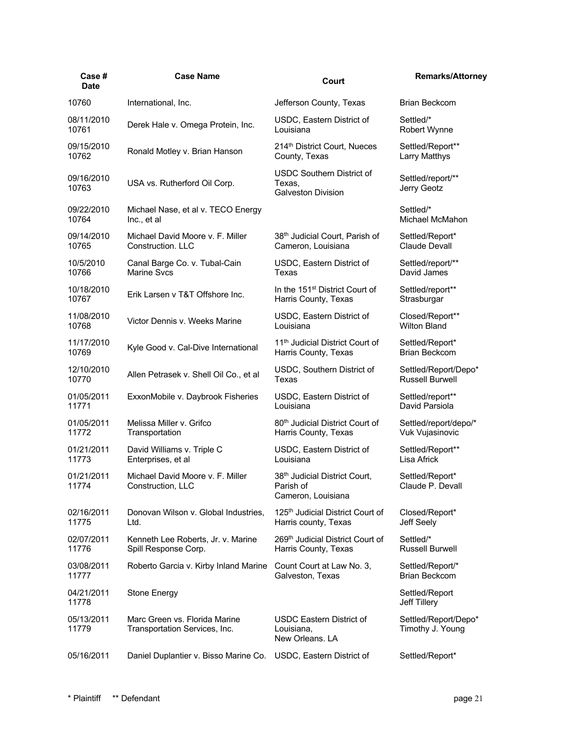| Case # Date | Case Name | Court | Remarks/Attorney |
|---|---|---|---|
| 10760 | International, Inc. | Jefferson County, Texas | Brian Beckcom |
| 08/11/2010 10761 | Derek Hale v. Omega Protein, Inc. | USDC, Eastern District of Louisiana | Settled/* Robert Wynne |
| 09/15/2010 10762 | Ronald Motley v. Brian Hanson | 214th District Court, Nueces County, Texas | Settled/Report** Larry Matthys |
| 09/16/2010 10763 | USA vs. Rutherford Oil Corp. | USDC Southern District of Texas, Galveston Division | Settled/report/** Jerry Geotz |
| 09/22/2010 10764 | Michael Nase, et al v. TECO Energy Inc., et al | | Settled/* Michael McMahon |
| 09/14/2010 10765 | Michael David Moore v. F. Miller Construction. LLC | 38th Judicial Court, Parish of Cameron, Louisiana | Settled/Report* Claude Devall |
| 10/5/2010 10766 | Canal Barge Co. v. Tubal-Cain Marine Svcs | USDC, Eastern District of Texas | Settled/report/** David James |
| 10/18/2010 10767 | Erik Larsen v T&T Offshore Inc. | In the 151st District Court of Harris County, Texas | Settled/report** Strasburgar |
| 11/08/2010 10768 | Victor Dennis v. Weeks Marine | USDC, Eastern District of Louisiana | Closed/Report** Wilton Bland |
| 11/17/2010 10769 | Kyle Good v. Cal-Dive International | 11th Judicial District Court of Harris County, Texas | Settled/Report* Brian Beckcom |
| 12/10/2010 10770 | Allen Petrasek v. Shell Oil Co., et al | USDC, Southern District of Texas | Settled/Report/Depo* Russell Burwell |
| 01/05/2011 11771 | ExxonMobile v. Daybrook Fisheries | USDC, Eastern District of Louisiana | Settled/report** David Parsiola |
| 01/05/2011 11772 | Melissa Miller v. Grifco Transportation | 80th Judicial District Court of Harris County, Texas | Settled/report/depo/* Vuk Vujasinovic |
| 01/21/2011 11773 | David Williams v. Triple C Enterprises, et al | USDC, Eastern District of Louisiana | Settled/Report** Lisa Africk |
| 01/21/2011 11774 | Michael David Moore v. F. Miller Construction, LLC | 38th Judicial District Court, Parish of Cameron, Louisiana | Settled/Report* Claude P. Devall |
| 02/16/2011 11775 | Donovan Wilson v. Global Industries, Ltd. | 125th Judicial District Court of Harris county, Texas | Closed/Report* Jeff Seely |
| 02/07/2011 11776 | Kenneth Lee Roberts, Jr. v. Marine Spill Response Corp. | 269th Judicial District Court of Harris County, Texas | Settled/* Russell Burwell |
| 03/08/2011 11777 | Roberto Garcia v. Kirby Inland Marine | Count Court at Law No. 3, Galveston, Texas | Settled/Report/* Brian Beckcom |
| 04/21/2011 11778 | Stone Energy | | Settled/Report Jeff Tillery |
| 05/13/2011 11779 | Marc Green vs. Florida Marine Transportation Services, Inc. | USDC Eastern District of Louisiana, New Orleans. LA | Settled/Report/Depo* Timothy J. Young |
| 05/16/2011 | Daniel Duplantier v. Bisso Marine Co. | USDC, Eastern District of | Settled/Report* |

\* Plaintiff  ** Defendant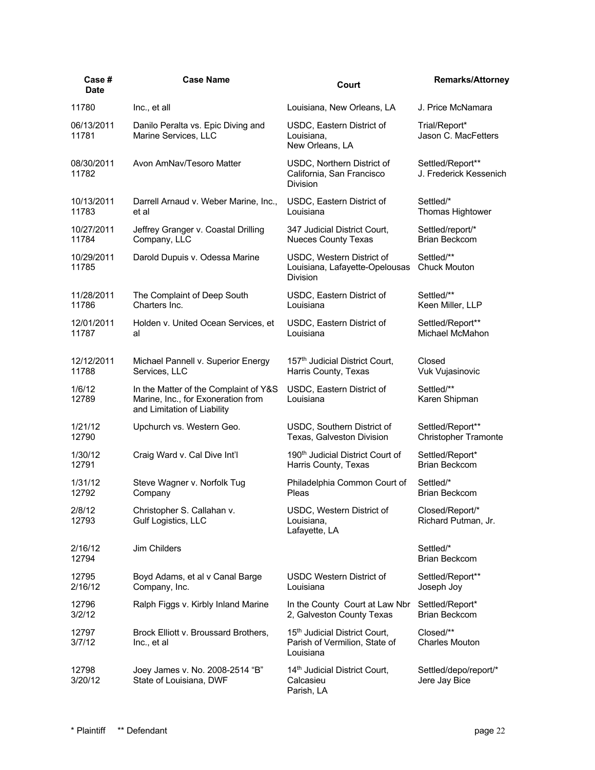| Case # Date | Case Name | Court | Remarks/Attorney |
|---|---|---|---|
| 11780 | Inc., et all | Louisiana, New Orleans, LA | J. Price McNamara |
| 06/13/2011 11781 | Danilo Peralta vs. Epic Diving and Marine Services, LLC | USDC, Eastern District of Louisiana, New Orleans, LA | Trial/Report* Jason C. MacFetters |
| 08/30/2011 11782 | Avon AmNav/Tesoro Matter | USDC, Northern District of California, San Francisco Division | Settled/Report** J. Frederick Kessenich |
| 10/13/2011 11783 | Darrell Arnaud v. Weber Marine, Inc., et al | USDC, Eastern District of Louisiana | Settled/* Thomas Hightower |
| 10/27/2011 11784 | Jeffrey Granger v. Coastal Drilling Company, LLC | 347 Judicial District Court, Nueces County Texas | Settled/report/* Brian Beckcom |
| 10/29/2011 11785 | Darold Dupuis v. Odessa Marine | USDC, Western District of Louisiana, Lafayette-Opelousas Division | Settled/** Chuck Mouton |
| 11/28/2011 11786 | The Complaint of Deep South Charters Inc. | USDC, Eastern District of Louisiana | Settled/** Keen Miller, LLP |
| 12/01/2011 11787 | Holden v. United Ocean Services, et al | USDC, Eastern District of Louisiana | Settled/Report** Michael McMahon |
| 12/12/2011 11788 | Michael Pannell v. Superior Energy Services, LLC | 157th Judicial District Court, Harris County, Texas | Closed Vuk Vujasinovic |
| 1/6/12 12789 | In the Matter of the Complaint of Y&S Marine, Inc., for Exoneration from and Limitation of Liability | USDC, Eastern District of Louisiana | Settled/** Karen Shipman |
| 1/21/12 12790 | Upchurch vs. Western Geo. | USDC, Southern District of Texas, Galveston Division | Settled/Report** Christopher Tramonte |
| 1/30/12 12791 | Craig Ward v. Cal Dive Int'l | 190th Judicial District Court of Harris County, Texas | Settled/Report* Brian Beckcom |
| 1/31/12 12792 | Steve Wagner v. Norfolk Tug Company | Philadelphia Common Court of Pleas | Settled/* Brian Beckcom |
| 2/8/12 12793 | Christopher S. Callahan v. Gulf Logistics, LLC | USDC, Western District of Louisiana, Lafayette, LA | Closed/Report/* Richard Putman, Jr. |
| 2/16/12 12794 | Jim Childers | | Settled/* Brian Beckcom |
| 12795 2/16/12 | Boyd Adams, et al v Canal Barge Company, Inc. | USDC Western District of Louisiana | Settled/Report** Joseph Joy |
| 12796 3/2/12 | Ralph Figgs v. Kirbly Inland Marine | In the County Court at Law Nbr 2, Galveston County Texas | Settled/Report* Brian Beckcom |
| 12797 3/7/12 | Brock Elliott v. Broussard Brothers, Inc., et al | 15th Judicial District Court, Parish of Vermilion, State of Louisiana | Closed/** Charles Mouton |
| 12798 3/20/12 | Joey James v. No. 2008-2514 "B" State of Louisiana, DWF | 14th Judicial District Court, Calcasieu Parish, LA | Settled/depo/report/* Jere Jay Bice |

\* Plaintiff  ** Defendant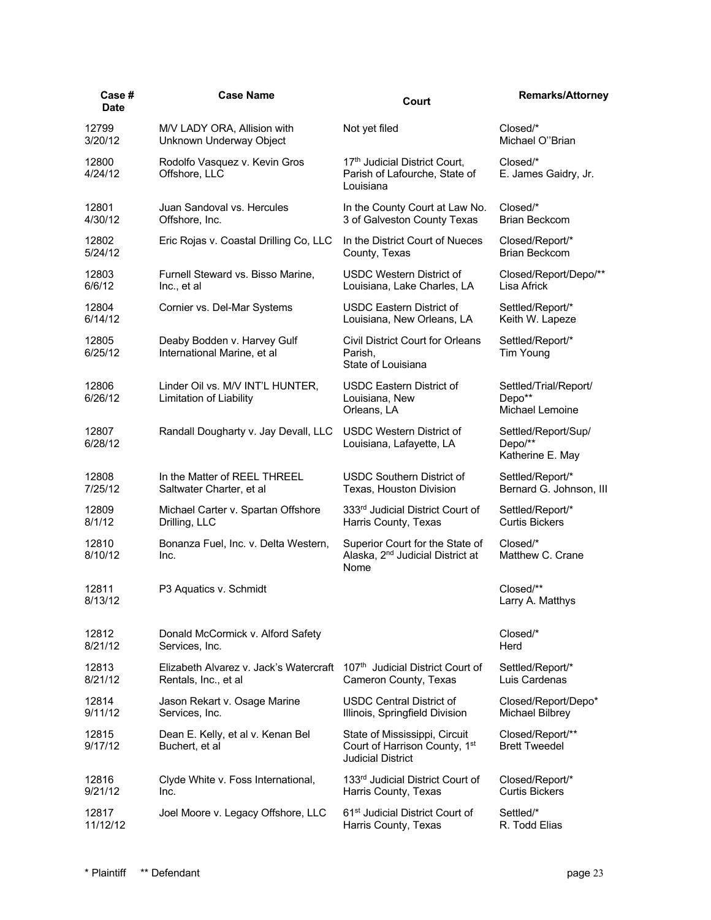| Case # Date | Case Name | Court | Remarks/Attorney |
|---|---|---|---|
| 12799 3/20/12 | M/V LADY ORA, Allision with Unknown Underway Object | Not yet filed | Closed/* Michael O''Brian |
| 12800 4/24/12 | Rodolfo Vasquez v. Kevin Gros Offshore, LLC | 17th Judicial District Court, Parish of Lafourche, State of Louisiana | Closed/* E. James Gaidry, Jr. |
| 12801 4/30/12 | Juan Sandoval vs. Hercules Offshore, Inc. | In the County Court at Law No. 3 of Galveston County Texas | Closed/* Brian Beckcom |
| 12802 5/24/12 | Eric Rojas v. Coastal Drilling Co, LLC | In the District Court of Nueces County, Texas | Closed/Report/* Brian Beckcom |
| 12803 6/6/12 | Furnell Steward vs. Bisso Marine, Inc., et al | USDC Western District of Louisiana, Lake Charles, LA | Closed/Report/Depo/** Lisa Africk |
| 12804 6/14/12 | Cornier vs. Del-Mar Systems | USDC Eastern District of Louisiana, New Orleans, LA | Settled/Report/* Keith W. Lapeze |
| 12805 6/25/12 | Deaby Bodden v. Harvey Gulf International Marine, et al | Civil District Court for Orleans Parish, State of Louisiana | Settled/Report/* Tim Young |
| 12806 6/26/12 | Linder Oil vs. M/V INT'L HUNTER, Limitation of Liability | USDC Eastern District of Louisiana, New Orleans, LA | Settled/Trial/Report/ Depo** Michael Lemoine |
| 12807 6/28/12 | Randall Dougharty v. Jay Devall, LLC | USDC Western District of Louisiana, Lafayette, LA | Settled/Report/Sup/ Depo/** Katherine E. May |
| 12808 7/25/12 | In the Matter of REEL THREEL Saltwater Charter, et al | USDC Southern District of Texas, Houston Division | Settled/Report/* Bernard G. Johnson, III |
| 12809 8/1/12 | Michael Carter v. Spartan Offshore Drilling, LLC | 333rd Judicial District Court of Harris County, Texas | Settled/Report/* Curtis Bickers |
| 12810 8/10/12 | Bonanza Fuel, Inc. v. Delta Western, Inc. | Superior Court for the State of Alaska, 2nd Judicial District at Nome | Closed/* Matthew C. Crane |
| 12811 8/13/12 | P3 Aquatics v. Schmidt | | Closed/** Larry A. Matthys |
| 12812 8/21/12 | Donald McCormick v. Alford Safety Services, Inc. | | Closed/* Herd |
| 12813 8/21/12 | Elizabeth Alvarez v. Jack's Watercraft Rentals, Inc., et al | 107th Judicial District Court of Cameron County, Texas | Settled/Report/* Luis Cardenas |
| 12814 9/11/12 | Jason Rekart v. Osage Marine Services, Inc. | USDC Central District of Illinois, Springfield Division | Closed/Report/Depo* Michael Bilbrey |
| 12815 9/17/12 | Dean E. Kelly, et al v. Kenan Bel Buchert, et al | State of Mississippi, Circuit Court of Harrison County, 1st Judicial District | Closed/Report/** Brett Tweedel |
| 12816 9/21/12 | Clyde White v. Foss International, Inc. | 133rd Judicial District Court of Harris County, Texas | Closed/Report/* Curtis Bickers |
| 12817 11/12/12 | Joel Moore v. Legacy Offshore, LLC | 61st Judicial District Court of Harris County, Texas | Settled/* R. Todd Elias |

\* Plaintiff  ** Defendant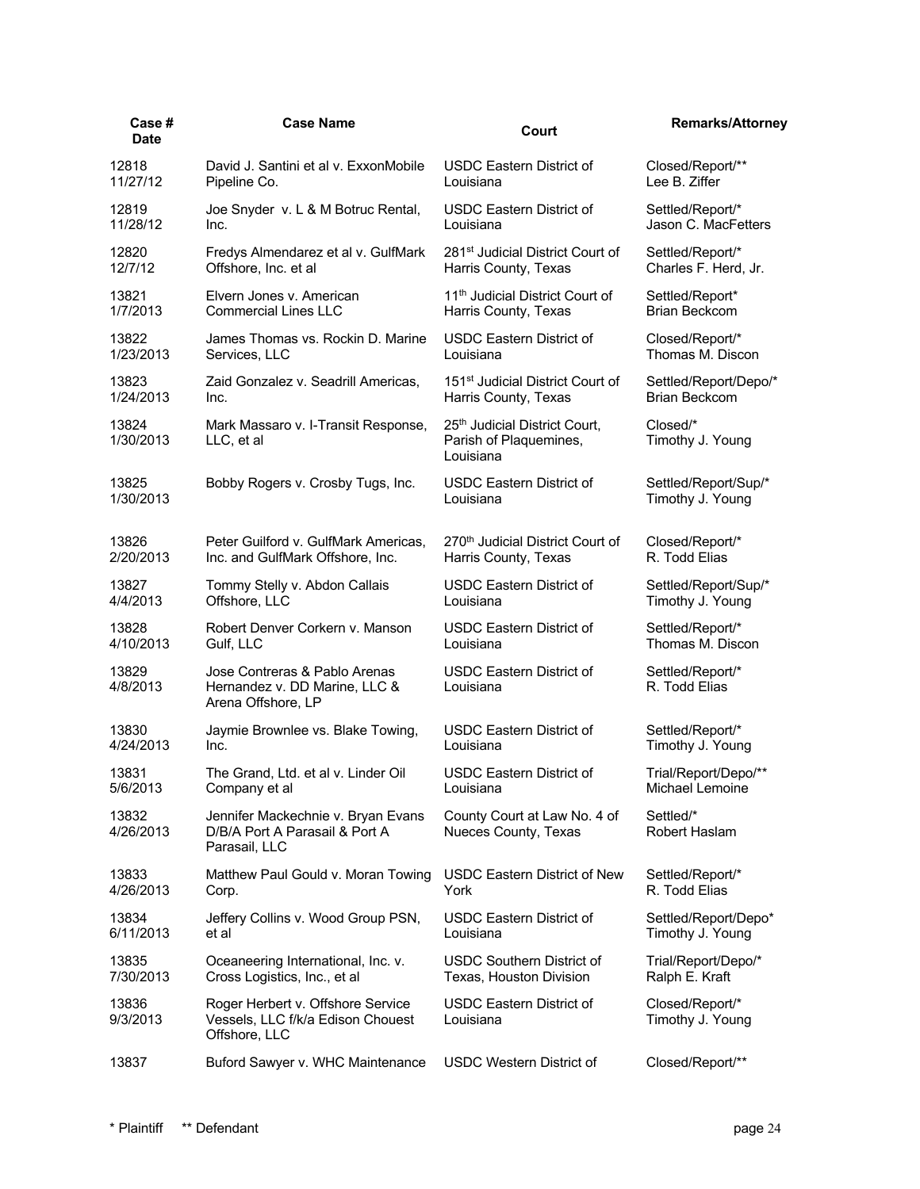| Case #<br>Date | Case Name | Court | Remarks/Attorney |
|---|---|---|---|
| 12818<br>11/27/12 | David J. Santini et al v. ExxonMobile Pipeline Co. | USDC Eastern District of Louisiana | Closed/Report/**<br>Lee B. Ziffer |
| 12819<br>11/28/12 | Joe Snyder v. L & M Botruc Rental, Inc. | USDC Eastern District of Louisiana | Settled/Report/*<br>Jason C. MacFetters |
| 12820<br>12/7/12 | Fredys Almendarez et al v. GulfMark Offshore, Inc. et al | 281st Judicial District Court of Harris County, Texas | Settled/Report/*<br>Charles F. Herd, Jr. |
| 13821<br>1/7/2013 | Elvern Jones v. American Commercial Lines LLC | 11th Judicial District Court of Harris County, Texas | Settled/Report*<br>Brian Beckcom |
| 13822<br>1/23/2013 | James Thomas vs. Rockin D. Marine Services, LLC | USDC Eastern District of Louisiana | Closed/Report/*<br>Thomas M. Discon |
| 13823<br>1/24/2013 | Zaid Gonzalez v. Seadrill Americas, Inc. | 151st Judicial District Court of Harris County, Texas | Settled/Report/Depo/*<br>Brian Beckcom |
| 13824<br>1/30/2013 | Mark Massaro v. I-Transit Response, LLC, et al | 25th Judicial District Court, Parish of Plaquemines, Louisiana | Closed/*<br>Timothy J. Young |
| 13825<br>1/30/2013 | Bobby Rogers v. Crosby Tugs, Inc. | USDC Eastern District of Louisiana | Settled/Report/Sup/*<br>Timothy J. Young |
| 13826<br>2/20/2013 | Peter Guilford v. GulfMark Americas, Inc. and GulfMark Offshore, Inc. | 270th Judicial District Court of Harris County, Texas | Closed/Report/*<br>R. Todd Elias |
| 13827<br>4/4/2013 | Tommy Stelly v. Abdon Callais Offshore, LLC | USDC Eastern District of Louisiana | Settled/Report/Sup/*<br>Timothy J. Young |
| 13828<br>4/10/2013 | Robert Denver Corkern v. Manson Gulf, LLC | USDC Eastern District of Louisiana | Settled/Report/*<br>Thomas M. Discon |
| 13829<br>4/8/2013 | Jose Contreras & Pablo Arenas Hernandez v. DD Marine, LLC & Arena Offshore, LP | USDC Eastern District of Louisiana | Settled/Report/*<br>R. Todd Elias |
| 13830<br>4/24/2013 | Jaymie Brownlee vs. Blake Towing, Inc. | USDC Eastern District of Louisiana | Settled/Report/*<br>Timothy J. Young |
| 13831<br>5/6/2013 | The Grand, Ltd. et al v. Linder Oil Company et al | USDC Eastern District of Louisiana | Trial/Report/Depo/**<br>Michael Lemoine |
| 13832<br>4/26/2013 | Jennifer Mackechnie v. Bryan Evans D/B/A Port A Parasail & Port A Parasail, LLC | County Court at Law No. 4 of Nueces County, Texas | Settled/*<br>Robert Haslam |
| 13833<br>4/26/2013 | Matthew Paul Gould v. Moran Towing Corp. | USDC Eastern District of New York | Settled/Report/*<br>R. Todd Elias |
| 13834<br>6/11/2013 | Jeffery Collins v. Wood Group PSN, et al | USDC Eastern District of Louisiana | Settled/Report/Depo*<br>Timothy J. Young |
| 13835<br>7/30/2013 | Oceaneering International, Inc. v. Cross Logistics, Inc., et al | USDC Southern District of Texas, Houston Division | Trial/Report/Depo/*<br>Ralph E. Kraft |
| 13836<br>9/3/2013 | Roger Herbert v. Offshore Service Vessels, LLC f/k/a Edison Chouest Offshore, LLC | USDC Eastern District of Louisiana | Closed/Report/*<br>Timothy J. Young |
| 13837 | Buford Sawyer v. WHC Maintenance | USDC Western District of | Closed/Report/** |

\* Plaintiff  ** Defendant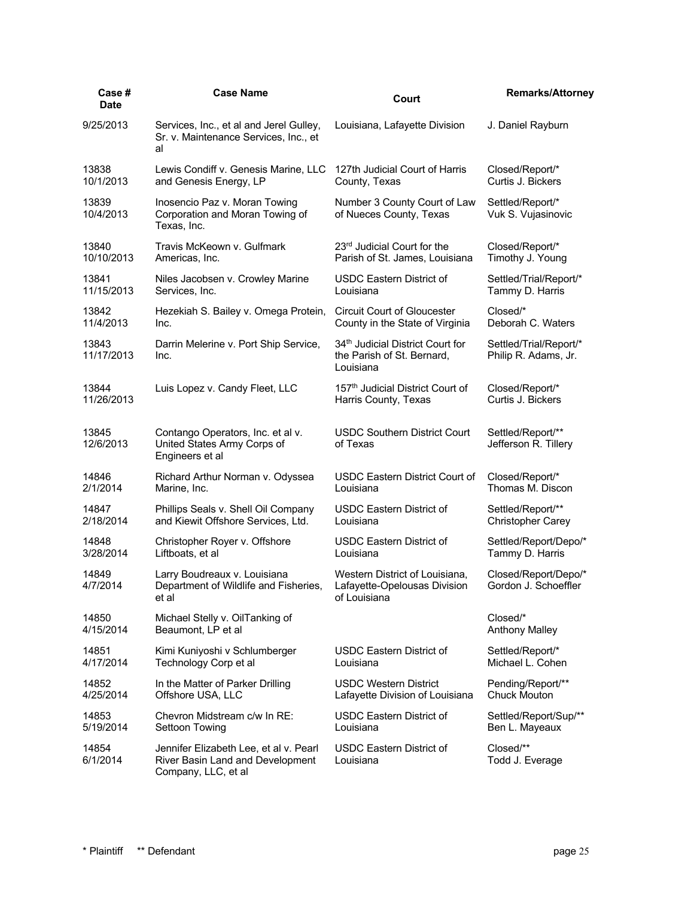| Case # Date | Case Name | Court | Remarks/Attorney |
|---|---|---|---|
| 9/25/2013 | Services, Inc., et al and Jerel Gulley, Sr. v. Maintenance Services, Inc., et al | Louisiana, Lafayette Division | J. Daniel Rayburn |
| 13838 10/1/2013 | Lewis Condiff v. Genesis Marine, LLC and Genesis Energy, LP | 127th Judicial Court of Harris County, Texas | Closed/Report/* Curtis J. Bickers |
| 13839 10/4/2013 | Inosencio Paz v. Moran Towing Corporation and Moran Towing of Texas, Inc. | Number 3 County Court of Law of Nueces County, Texas | Settled/Report/* Vuk S. Vujasinovic |
| 13840 10/10/2013 | Travis McKeown v. Gulfmark Americas, Inc. | 23rd Judicial Court for the Parish of St. James, Louisiana | Closed/Report/* Timothy J. Young |
| 13841 11/15/2013 | Niles Jacobsen v. Crowley Marine Services, Inc. | USDC Eastern District of Louisiana | Settled/Trial/Report/* Tammy D. Harris |
| 13842 11/4/2013 | Hezekiah S. Bailey v. Omega Protein, Inc. | Circuit Court of Gloucester County in the State of Virginia | Closed/* Deborah C. Waters |
| 13843 11/17/2013 | Darrin Melerine v. Port Ship Service, Inc. | 34th Judicial District Court for the Parish of St. Bernard, Louisiana | Settled/Trial/Report/* Philip R. Adams, Jr. |
| 13844 11/26/2013 | Luis Lopez v. Candy Fleet, LLC | 157th Judicial District Court of Harris County, Texas | Closed/Report/* Curtis J. Bickers |
| 13845 12/6/2013 | Contango Operators, Inc. et al v. United States Army Corps of Engineers et al | USDC Southern District Court of Texas | Settled/Report/** Jefferson R. Tillery |
| 14846 2/1/2014 | Richard Arthur Norman v. Odyssea Marine, Inc. | USDC Eastern District Court of Louisiana | Closed/Report/* Thomas M. Discon |
| 14847 2/18/2014 | Phillips Seals v. Shell Oil Company and Kiewit Offshore Services, Ltd. | USDC Eastern District of Louisiana | Settled/Report/** Christopher Carey |
| 14848 3/28/2014 | Christopher Royer v. Offshore Liftboats, et al | USDC Eastern District of Louisiana | Settled/Report/Depo/* Tammy D. Harris |
| 14849 4/7/2014 | Larry Boudreaux v. Louisiana Department of Wildlife and Fisheries, et al | Western District of Louisiana, Lafayette-Opelousas Division of Louisiana | Closed/Report/Depo/* Gordon J. Schoeffler |
| 14850 4/15/2014 | Michael Stelly v. OilTanking of Beaumont, LP et al | | Closed/* Anthony Malley |
| 14851 4/17/2014 | Kimi Kuniyoshi v Schlumberger Technology Corp et al | USDC Eastern District of Louisiana | Settled/Report/* Michael L. Cohen |
| 14852 4/25/2014 | In the Matter of Parker Drilling Offshore USA, LLC | USDC Western District Lafayette Division of Louisiana | Pending/Report/** Chuck Mouton |
| 14853 5/19/2014 | Chevron Midstream c/w In RE: Settoon Towing | USDC Eastern District of Louisiana | Settled/Report/Sup/** Ben L. Mayeaux |
| 14854 6/1/2014 | Jennifer Elizabeth Lee, et al v. Pearl River Basin Land and Development Company, LLC, et al | USDC Eastern District of Louisiana | Closed/** Todd J. Everage |

* Plaintiff ** Defendant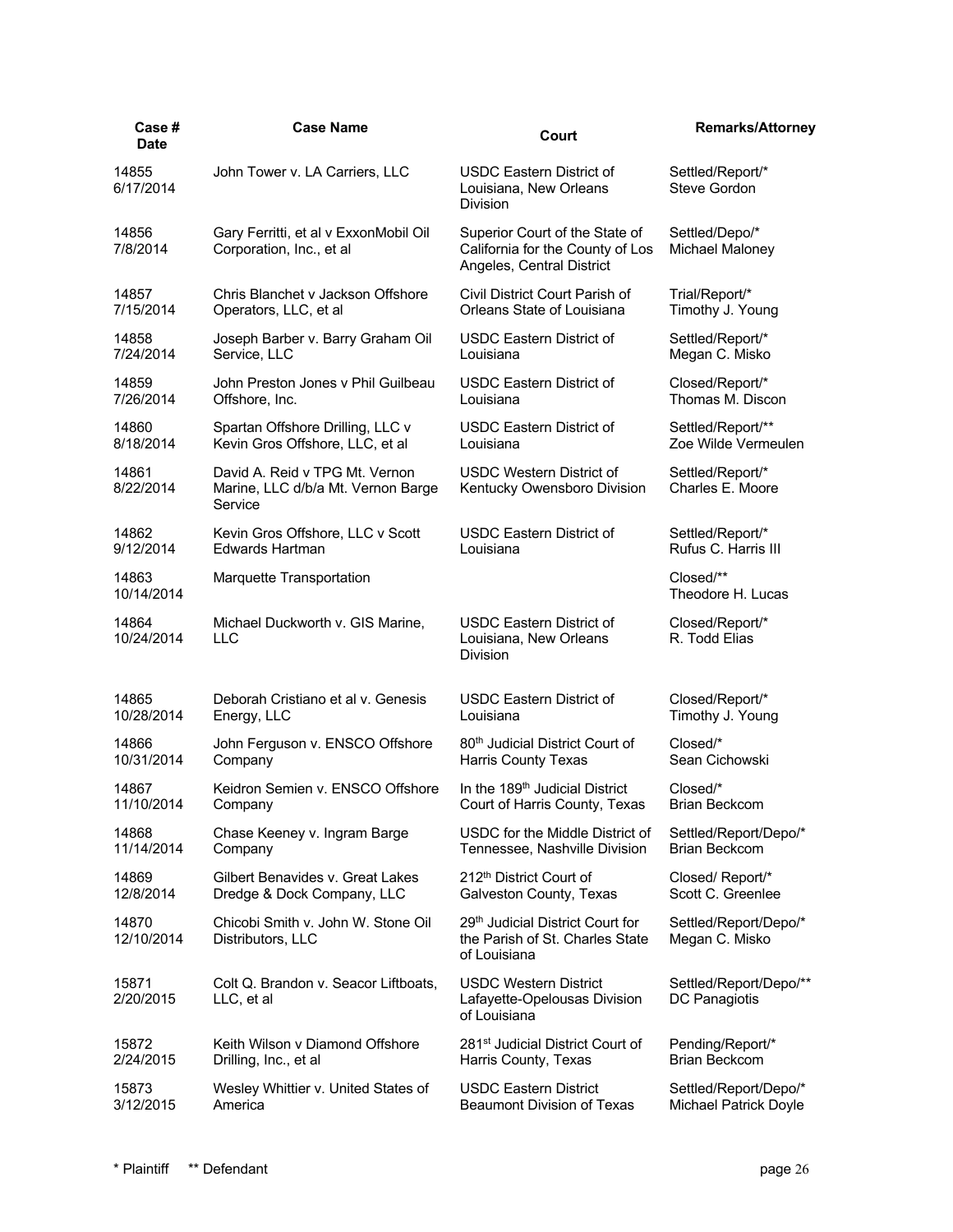| Case # Date | Case Name | Court | Remarks/Attorney |
|---|---|---|---|
| 14855 6/17/2014 | John Tower v. LA Carriers, LLC | USDC Eastern District of Louisiana, New Orleans Division | Settled/Report/* Steve Gordon |
| 14856 7/8/2014 | Gary Ferritti, et al v ExxonMobil Oil Corporation, Inc., et al | Superior Court of the State of California for the County of Los Angeles, Central District | Settled/Depo/* Michael Maloney |
| 14857 7/15/2014 | Chris Blanchet v Jackson Offshore Operators, LLC, et al | Civil District Court Parish of Orleans State of Louisiana | Trial/Report/* Timothy J. Young |
| 14858 7/24/2014 | Joseph Barber v. Barry Graham Oil Service, LLC | USDC Eastern District of Louisiana | Settled/Report/* Megan C. Misko |
| 14859 7/26/2014 | John Preston Jones v Phil Guilbeau Offshore, Inc. | USDC Eastern District of Louisiana | Closed/Report/* Thomas M. Discon |
| 14860 8/18/2014 | Spartan Offshore Drilling, LLC v Kevin Gros Offshore, LLC, et al | USDC Eastern District of Louisiana | Settled/Report/** Zoe Wilde Vermeulen |
| 14861 8/22/2014 | David A. Reid v TPG Mt. Vernon Marine, LLC d/b/a Mt. Vernon Barge Service | USDC Western District of Kentucky Owensboro Division | Settled/Report/* Charles E. Moore |
| 14862 9/12/2014 | Kevin Gros Offshore, LLC v Scott Edwards Hartman | USDC Eastern District of Louisiana | Settled/Report/* Rufus C. Harris III |
| 14863 10/14/2014 | Marquette Transportation | | Closed/** Theodore H. Lucas |
| 14864 10/24/2014 | Michael Duckworth v. GIS Marine, LLC | USDC Eastern District of Louisiana, New Orleans Division | Closed/Report/* R. Todd Elias |
| 14865 10/28/2014 | Deborah Cristiano et al v. Genesis Energy, LLC | USDC Eastern District of Louisiana | Closed/Report/* Timothy J. Young |
| 14866 10/31/2014 | John Ferguson v. ENSCO Offshore Company | 80th Judicial District Court of Harris County Texas | Closed/* Sean Cichowski |
| 14867 11/10/2014 | Keidron Semien v. ENSCO Offshore Company | In the 189th Judicial District Court of Harris County, Texas | Closed/* Brian Beckcom |
| 14868 11/14/2014 | Chase Keeney v. Ingram Barge Company | USDC for the Middle District of Tennessee, Nashville Division | Settled/Report/Depo/* Brian Beckcom |
| 14869 12/8/2014 | Gilbert Benavides v. Great Lakes Dredge & Dock Company, LLC | 212th District Court of Galveston County, Texas | Closed/ Report/* Scott C. Greenlee |
| 14870 12/10/2014 | Chicobi Smith v. John W. Stone Oil Distributors, LLC | 29th Judicial District Court for the Parish of St. Charles State of Louisiana | Settled/Report/Depo/* Megan C. Misko |
| 15871 2/20/2015 | Colt Q. Brandon v. Seacor Liftboats, LLC, et al | USDC Western District Lafayette-Opelousas Division of Louisiana | Settled/Report/Depo/** DC Panagiotis |
| 15872 2/24/2015 | Keith Wilson v Diamond Offshore Drilling, Inc., et al | 281st Judicial District Court of Harris County, Texas | Pending/Report/* Brian Beckcom |
| 15873 3/12/2015 | Wesley Whittier v. United States of America | USDC Eastern District Beaumont Division of Texas | Settled/Report/Depo/* Michael Patrick Doyle |

\* Plaintiff  ** Defendant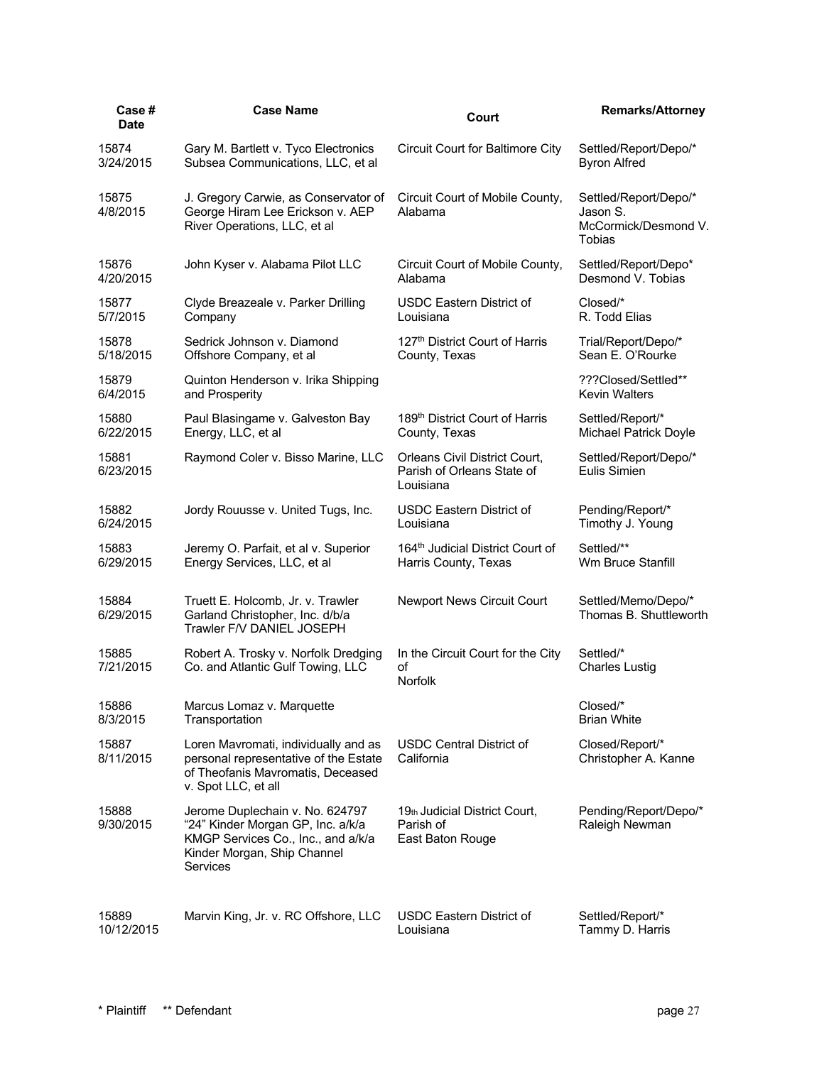| Case # Date | Case Name | Court | Remarks/Attorney |
|---|---|---|---|
| 15874 3/24/2015 | Gary M. Bartlett v. Tyco Electronics Subsea Communications, LLC, et al | Circuit Court for Baltimore City | Settled/Report/Depo/* Byron Alfred |
| 15875 4/8/2015 | J. Gregory Carwie, as Conservator of George Hiram Lee Erickson v. AEP River Operations, LLC, et al | Circuit Court of Mobile County, Alabama | Settled/Report/Depo/* Jason S. McCormick/Desmond V. Tobias |
| 15876 4/20/2015 | John Kyser v. Alabama Pilot LLC | Circuit Court of Mobile County, Alabama | Settled/Report/Depo* Desmond V. Tobias |
| 15877 5/7/2015 | Clyde Breazeale v. Parker Drilling Company | USDC Eastern District of Louisiana | Closed/* R. Todd Elias |
| 15878 5/18/2015 | Sedrick Johnson v. Diamond Offshore Company, et al | 127th District Court of Harris County, Texas | Trial/Report/Depo/* Sean E. O'Rourke |
| 15879 6/4/2015 | Quinton Henderson v. Irika Shipping and Prosperity | | ???Closed/Settled** Kevin Walters |
| 15880 6/22/2015 | Paul Blasingame v. Galveston Bay Energy, LLC, et al | 189th District Court of Harris County, Texas | Settled/Report/* Michael Patrick Doyle |
| 15881 6/23/2015 | Raymond Coler v. Bisso Marine, LLC | Orleans Civil District Court, Parish of Orleans State of Louisiana | Settled/Report/Depo/* Eulis Simien |
| 15882 6/24/2015 | Jordy Rouusse v. United Tugs, Inc. | USDC Eastern District of Louisiana | Pending/Report/* Timothy J. Young |
| 15883 6/29/2015 | Jeremy O. Parfait, et al v. Superior Energy Services, LLC, et al | 164th Judicial District Court of Harris County, Texas | Settled/** Wm Bruce Stanfill |
| 15884 6/29/2015 | Truett E. Holcomb, Jr. v. Trawler Garland Christopher, Inc. d/b/a Trawler F/V DANIEL JOSEPH | Newport News Circuit Court | Settled/Memo/Depo/* Thomas B. Shuttleworth |
| 15885 7/21/2015 | Robert A. Trosky v. Norfolk Dredging Co. and Atlantic Gulf Towing, LLC | In the Circuit Court for the City of Norfolk | Settled/* Charles Lustig |
| 15886 8/3/2015 | Marcus Lomaz v. Marquette Transportation | | Closed/* Brian White |
| 15887 8/11/2015 | Loren Mavromati, individually and as personal representative of the Estate of Theofanis Mavromatis, Deceased v. Spot LLC, et all | USDC Central District of California | Closed/Report/* Christopher A. Kanne |
| 15888 9/30/2015 | Jerome Duplechain v. No. 624797 "24" Kinder Morgan GP, Inc. a/k/a KMGP Services Co., Inc., and a/k/a Kinder Morgan, Ship Channel Services | 19th Judicial District Court, Parish of East Baton Rouge | Pending/Report/Depo/* Raleigh Newman |
| 15889 10/12/2015 | Marvin King, Jr. v. RC Offshore, LLC | USDC Eastern District of Louisiana | Settled/Report/* Tammy D. Harris |

\* Plaintiff   ** Defendant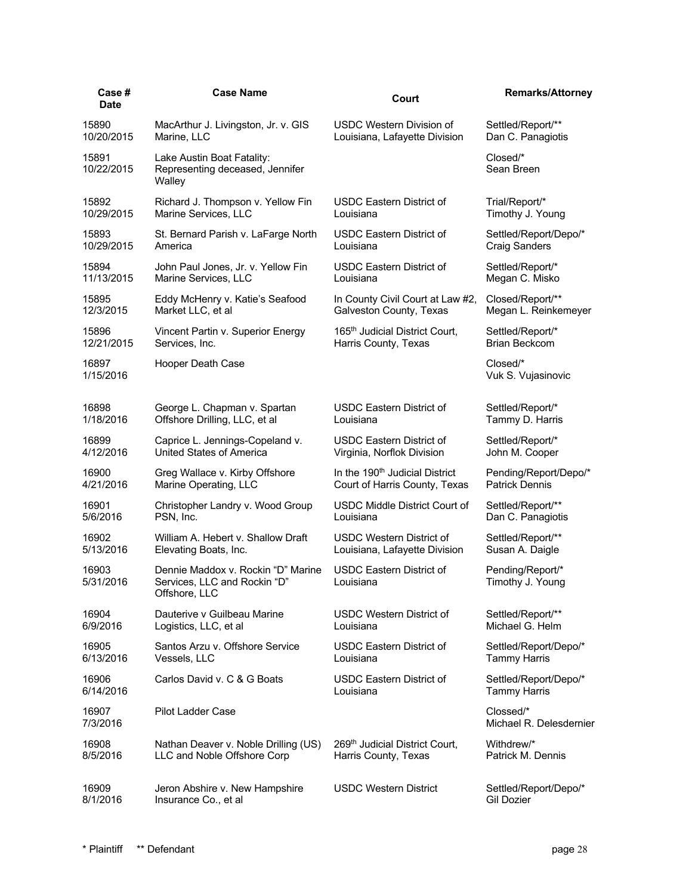| Case # Date | Case Name | Court | Remarks/Attorney |
|---|---|---|---|
| 15890 10/20/2015 | MacArthur J. Livingston, Jr. v. GIS Marine, LLC | USDC Western Division of Louisiana, Lafayette Division | Settled/Report/** Dan C. Panagiotis |
| 15891 10/22/2015 | Lake Austin Boat Fatality: Representing deceased, Jennifer Walley | | Closed/* Sean Breen |
| 15892 10/29/2015 | Richard J. Thompson v. Yellow Fin Marine Services, LLC | USDC Eastern District of Louisiana | Trial/Report/* Timothy J. Young |
| 15893 10/29/2015 | St. Bernard Parish v. LaFarge North America | USDC Eastern District of Louisiana | Settled/Report/Depo/* Craig Sanders |
| 15894 11/13/2015 | John Paul Jones, Jr. v. Yellow Fin Marine Services, LLC | USDC Eastern District of Louisiana | Settled/Report/* Megan C. Misko |
| 15895 12/3/2015 | Eddy McHenry v. Katie's Seafood Market LLC, et al | In County Civil Court at Law #2, Galveston County, Texas | Closed/Report/** Megan L. Reinkemeyer |
| 15896 12/21/2015 | Vincent Partin v. Superior Energy Services, Inc. | 165th Judicial District Court, Harris County, Texas | Settled/Report/* Brian Beckcom |
| 16897 1/15/2016 | Hooper Death Case | | Closed/* Vuk S. Vujasinovic |
| 16898 1/18/2016 | George L. Chapman v. Spartan Offshore Drilling, LLC, et al | USDC Eastern District of Louisiana | Settled/Report/* Tammy D. Harris |
| 16899 4/12/2016 | Caprice L. Jennings-Copeland v. United States of America | USDC Eastern District of Virginia, Norflok Division | Settled/Report/* John M. Cooper |
| 16900 4/21/2016 | Greg Wallace v. Kirby Offshore Marine Operating, LLC | In the 190th Judicial District Court of Harris County, Texas | Pending/Report/Depo/* Patrick Dennis |
| 16901 5/6/2016 | Christopher Landry v. Wood Group PSN, Inc. | USDC Middle District Court of Louisiana | Settled/Report/** Dan C. Panagiotis |
| 16902 5/13/2016 | William A. Hebert v. Shallow Draft Elevating Boats, Inc. | USDC Western District of Louisiana, Lafayette Division | Settled/Report/** Susan A. Daigle |
| 16903 5/31/2016 | Dennie Maddox v. Rockin "D" Marine Services, LLC and Rockin "D" Offshore, LLC | USDC Eastern District of Louisiana | Pending/Report/* Timothy J. Young |
| 16904 6/9/2016 | Dauterive v Guilbeau Marine Logistics, LLC, et al | USDC Western District of Louisiana | Settled/Report/** Michael G. Helm |
| 16905 6/13/2016 | Santos Arzu v. Offshore Service Vessels, LLC | USDC Eastern District of Louisiana | Settled/Report/Depo/* Tammy Harris |
| 16906 6/14/2016 | Carlos David v. C & G Boats | USDC Eastern District of Louisiana | Settled/Report/Depo/* Tammy Harris |
| 16907 7/3/2016 | Pilot Ladder Case | | Clossed/* Michael R. Delesdernier |
| 16908 8/5/2016 | Nathan Deaver v. Noble Drilling (US) LLC and Noble Offshore Corp | 269th Judicial District Court, Harris County, Texas | Withdrew/* Patrick M. Dennis |
| 16909 8/1/2016 | Jeron Abshire v. New Hampshire Insurance Co., et al | USDC Western District | Settled/Report/Depo/* Gil Dozier |

* Plaintiff ** Defendant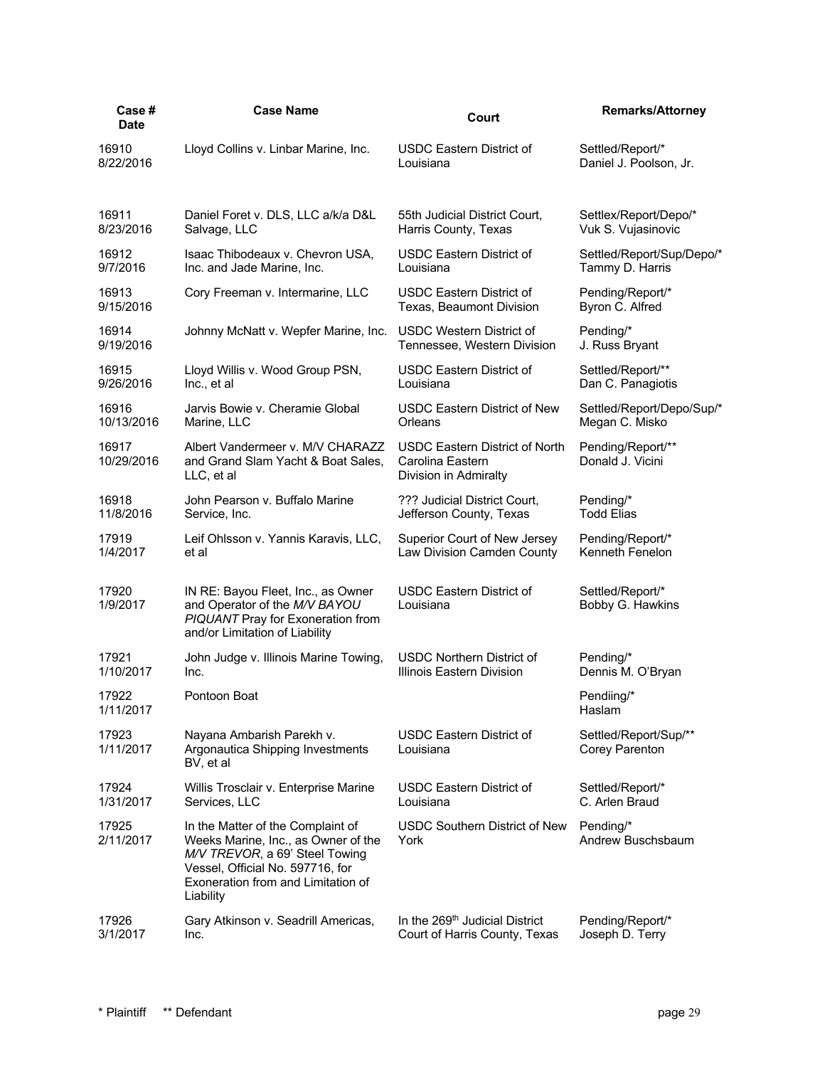| Case # Date | Case Name | Court | Remarks/Attorney |
|---|---|---|---|
| 16910 8/22/2016 | Lloyd Collins v. Linbar Marine, Inc. | USDC Eastern District of Louisiana | Settled/Report/* Daniel J. Poolson, Jr. |
| 16911 8/23/2016 | Daniel Foret v. DLS, LLC a/k/a D&L Salvage, LLC | 55th Judicial District Court, Harris County, Texas | Settlex/Report/Depo/* Vuk S. Vujasinovic |
| 16912 9/7/2016 | Isaac Thibodeaux v. Chevron USA, Inc. and Jade Marine, Inc. | USDC Eastern District of Louisiana | Settled/Report/Sup/Depo/* Tammy D. Harris |
| 16913 9/15/2016 | Cory Freeman v. Intermarine, LLC | USDC Eastern District of Texas, Beaumont Division | Pending/Report/* Byron C. Alfred |
| 16914 9/19/2016 | Johnny McNatt v. Wepfer Marine, Inc. | USDC Western District of Tennessee, Western Division | Pending/* J. Russ Bryant |
| 16915 9/26/2016 | Lloyd Willis v. Wood Group PSN, Inc., et al | USDC Eastern District of Louisiana | Settled/Report/** Dan C. Panagiotis |
| 16916 10/13/2016 | Jarvis Bowie v. Cheramie Global Marine, LLC | USDC Eastern District of New Orleans | Settled/Report/Depo/Sup/* Megan C. Misko |
| 16917 10/29/2016 | Albert Vandermeer v. M/V CHARAZZ and Grand Slam Yacht & Boat Sales, LLC, et al | USDC Eastern District of North Carolina Eastern Division in Admiralty | Pending/Report/** Donald J. Vicini |
| 16918 11/8/2016 | John Pearson v. Buffalo Marine Service, Inc. | ??? Judicial District Court, Jefferson County, Texas | Pending/* Todd Elias |
| 17919 1/4/2017 | Leif Ohlsson v. Yannis Karavis, LLC, et al | Superior Court of New Jersey Law Division Camden County | Pending/Report/* Kenneth Fenelon |
| 17920 1/9/2017 | IN RE: Bayou Fleet, Inc., as Owner and Operator of the *M/V BAYOU PIQUANT* Pray for Exoneration from and/or Limitation of Liability | USDC Eastern District of Louisiana | Settled/Report/* Bobby G. Hawkins |
| 17921 1/10/2017 | John Judge v. Illinois Marine Towing, Inc. | USDC Northern District of Illinois Eastern Division | Pending/* Dennis M. O'Bryan |
| 17922 1/11/2017 | Pontoon Boat | | Pendiing/* Haslam |
| 17923 1/11/2017 | Nayana Ambarish Parekh v. Argonautica Shipping Investments BV, et al | USDC Eastern District of Louisiana | Settled/Report/Sup/** Corey Parenton |
| 17924 1/31/2017 | Willis Trosclair v. Enterprise Marine Services, LLC | USDC Eastern District of Louisiana | Settled/Report/* C. Arlen Braud |
| 17925 2/11/2017 | In the Matter of the Complaint of Weeks Marine, Inc., as Owner of the *M/V TREVOR*, a 69' Steel Towing Vessel, Official No. 597716, for Exoneration from and Limitation of Liability | USDC Southern District of New York | Pending/* Andrew Buschsbaum |
| 17926 3/1/2017 | Gary Atkinson v. Seadrill Americas, Inc. | In the 269th Judicial District Court of Harris County, Texas | Pending/Report/* Joseph D. Terry |

\* Plaintiff ** Defendant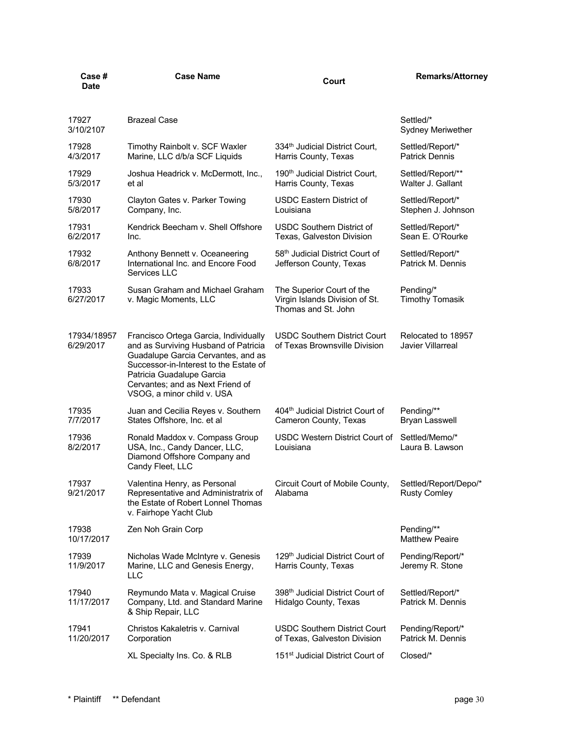| Case # Date | Case Name | Court | Remarks/Attorney |
|---|---|---|---|
| 17927 3/10/2107 | Brazeal Case | | Settled/* Sydney Meriwether |
| 17928 4/3/2017 | Timothy Rainbolt v. SCF Waxler Marine, LLC d/b/a SCF Liquids | 334th Judicial District Court, Harris County, Texas | Settled/Report/* Patrick Dennis |
| 17929 5/3/2017 | Joshua Headrick v. McDermott, Inc., et al | 190th Judicial District Court, Harris County, Texas | Settled/Report/** Walter J. Gallant |
| 17930 5/8/2017 | Clayton Gates v. Parker Towing Company, Inc. | USDC Eastern District of Louisiana | Settled/Report/* Stephen J. Johnson |
| 17931 6/2/2017 | Kendrick Beecham v. Shell Offshore Inc. | USDC Southern District of Texas, Galveston Division | Settled/Report/* Sean E. O'Rourke |
| 17932 6/8/2017 | Anthony Bennett v. Oceaneering International Inc. and Encore Food Services LLC | 58th Judicial District Court of Jefferson County, Texas | Settled/Report/* Patrick M. Dennis |
| 17933 6/27/2017 | Susan Graham and Michael Graham v. Magic Moments, LLC | The Superior Court of the Virgin Islands Division of St. Thomas and St. John | Pending/* Timothy Tomasik |
| 17934/18957 6/29/2017 | Francisco Ortega Garcia, Individually and as Surviving Husband of Patricia Guadalupe Garcia Cervantes, and as Successor-in-Interest to the Estate of Patricia Guadalupe Garcia Cervantes; and as Next Friend of VSOG, a minor child v. USA | USDC Southern District Court of Texas Brownsville Division | Relocated to 18957 Javier Villarreal |
| 17935 7/7/2017 | Juan and Cecilia Reyes v. Southern States Offshore, Inc. et al | 404th Judicial District Court of Cameron County, Texas | Pending/** Bryan Lasswell |
| 17936 8/2/2017 | Ronald Maddox v. Compass Group USA, Inc., Candy Dancer, LLC, Diamond Offshore Company and Candy Fleet, LLC | USDC Western District Court of Louisiana | Settled/Memo/* Laura B. Lawson |
| 17937 9/21/2017 | Valentina Henry, as Personal Representative and Administratrix of the Estate of Robert Lonnel Thomas v. Fairhope Yacht Club | Circuit Court of Mobile County, Alabama | Settled/Report/Depo/* Rusty Comley |
| 17938 10/17/2017 | Zen Noh Grain Corp | | Pending/** Matthew Peaire |
| 17939 11/9/2017 | Nicholas Wade McIntyre v. Genesis Marine, LLC and Genesis Energy, LLC | 129th Judicial District Court of Harris County, Texas | Pending/Report/* Jeremy R. Stone |
| 17940 11/17/2017 | Reymundo Mata v. Magical Cruise Company, Ltd. and Standard Marine & Ship Repair, LLC | 398th Judicial District Court of Hidalgo County, Texas | Settled/Report/* Patrick M. Dennis |
| 17941 11/20/2017 | Christos Kakaletris v. Carnival Corporation | USDC Southern District Court of Texas, Galveston Division | Pending/Report/* Patrick M. Dennis |
| | XL Specialty Ins. Co. & RLB | 151st Judicial District Court of | Closed/* |

\* Plaintiff ** Defendant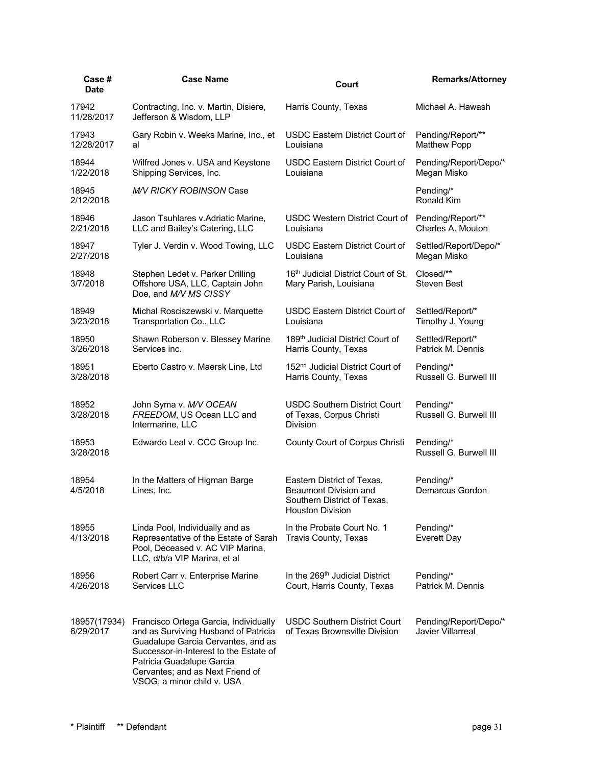| Case # Date | Case Name | Court | Remarks/Attorney |
|---|---|---|---|
| 17942 11/28/2017 | Contracting, Inc. v. Martin, Disiere, Jefferson & Wisdom, LLP | Harris County, Texas | Michael A. Hawash |
| 17943 12/28/2017 | Gary Robin v. Weeks Marine, Inc., et al | USDC Eastern District Court of Louisiana | Pending/Report/** Matthew Popp |
| 18944 1/22/2018 | Wilfred Jones v. USA and Keystone Shipping Services, Inc. | USDC Eastern District Court of Louisiana | Pending/Report/Depo/* Megan Misko |
| 18945 2/12/2018 | *M/V RICKY ROBINSON* Case | | Pending/* Ronald Kim |
| 18946 2/21/2018 | Jason Tsuhlares v.Adriatic Marine, LLC and Bailey's Catering, LLC | USDC Western District Court of Louisiana | Pending/Report/** Charles A. Mouton |
| 18947 2/27/2018 | Tyler J. Verdin v. Wood Towing, LLC | USDC Eastern District Court of Louisiana | Settled/Report/Depo/* Megan Misko |
| 18948 3/7/2018 | Stephen Ledet v. Parker Drilling Offshore USA, LLC, Captain John Doe, and *M/V MS CISSY* | 16th Judicial District Court of St. Mary Parish, Louisiana | Closed/** Steven Best |
| 18949 3/23/2018 | Michal Rosciszewski v. Marquette Transportation Co., LLC | USDC Eastern District Court of Louisiana | Settled/Report/* Timothy J. Young |
| 18950 3/26/2018 | Shawn Roberson v. Blessey Marine Services inc. | 189th Judicial District Court of Harris County, Texas | Settled/Report/* Patrick M. Dennis |
| 18951 3/28/2018 | Eberto Castro v. Maersk Line, Ltd | 152nd Judicial District Court of Harris County, Texas | Pending/* Russell G. Burwell III |
| 18952 3/28/2018 | John Syma v. *M/V OCEAN FREEDOM*, US Ocean LLC and Intermarine, LLC | USDC Southern District Court of Texas, Corpus Christi Division | Pending/* Russell G. Burwell III |
| 18953 3/28/2018 | Edwardo Leal v. CCC Group Inc. | County Court of Corpus Christi | Pending/* Russell G. Burwell III |
| 18954 4/5/2018 | In the Matters of Higman Barge Lines, Inc. | Eastern District of Texas, Beaumont Division and Southern District of Texas, Houston Division | Pending/* Demarcus Gordon |
| 18955 4/13/2018 | Linda Pool, Individually and as Representative of the Estate of Sarah Pool, Deceased v. AC VIP Marina, LLC, d/b/a VIP Marina, et al | In the Probate Court No. 1 Travis County, Texas | Pending/* Everett Day |
| 18956 4/26/2018 | Robert Carr v. Enterprise Marine Services LLC | In the 269th Judicial District Court, Harris County, Texas | Pending/* Patrick M. Dennis |
| 18957(17934) 6/29/2017 | Francisco Ortega Garcia, Individually and as Surviving Husband of Patricia Guadalupe Garcia Cervantes, and as Successor-in-Interest to the Estate of Patricia Guadalupe Garcia Cervantes; and as Next Friend of VSOG, a minor child v. USA | USDC Southern District Court of Texas Brownsville Division | Pending/Report/Depo/* Javier Villarreal |

* Plaintiff ** Defendant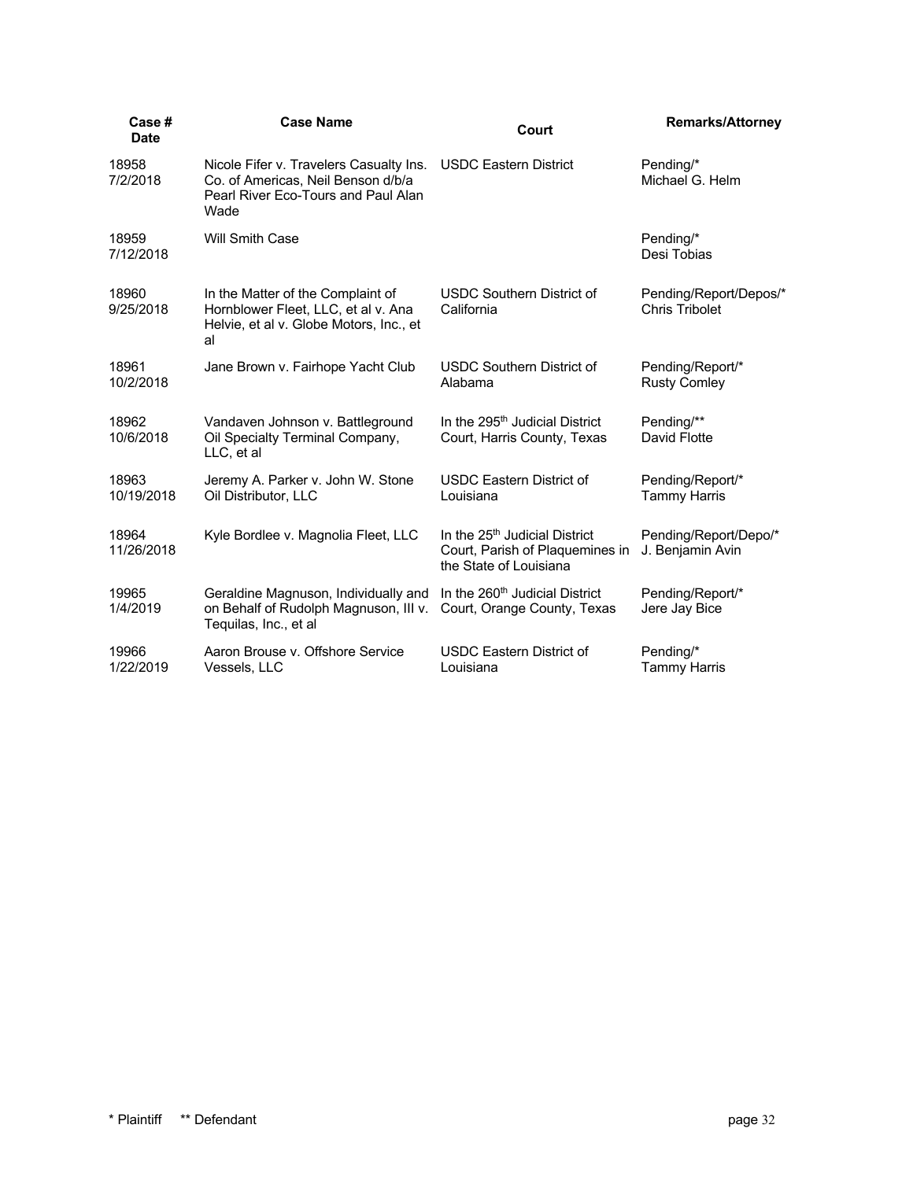| Case # Date | Case Name | Court | Remarks/Attorney |
|---|---|---|---|
| 18958 7/2/2018 | Nicole Fifer v. Travelers Casualty Ins. Co. of Americas, Neil Benson d/b/a Pearl River Eco-Tours and Paul Alan Wade | USDC Eastern District | Pending/* Michael G. Helm |
| 18959 7/12/2018 | Will Smith Case | | Pending/* Desi Tobias |
| 18960 9/25/2018 | In the Matter of the Complaint of Hornblower Fleet, LLC, et al v. Ana Helvie, et al v. Globe Motors, Inc., et al | USDC Southern District of California | Pending/Report/Depos/* Chris Tribolet |
| 18961 10/2/2018 | Jane Brown v. Fairhope Yacht Club | USDC Southern District of Alabama | Pending/Report/* Rusty Comley |
| 18962 10/6/2018 | Vandaven Johnson v. Battleground Oil Specialty Terminal Company, LLC, et al | In the 295th Judicial District Court, Harris County, Texas | Pending/** David Flotte |
| 18963 10/19/2018 | Jeremy A. Parker v. John W. Stone Oil Distributor, LLC | USDC Eastern District of Louisiana | Pending/Report/* Tammy Harris |
| 18964 11/26/2018 | Kyle Bordlee v. Magnolia Fleet, LLC | In the 25th Judicial District Court, Parish of Plaquemines in the State of Louisiana | Pending/Report/Depo/* J. Benjamin Avin |
| 19965 1/4/2019 | Geraldine Magnuson, Individually and on Behalf of Rudolph Magnuson, III v. Tequilas, Inc., et al | In the 260th Judicial District Court, Orange County, Texas | Pending/Report/* Jere Jay Bice |
| 19966 1/22/2019 | Aaron Brouse v. Offshore Service Vessels, LLC | USDC Eastern District of Louisiana | Pending/* Tammy Harris |

* Plaintiff ** Defendant